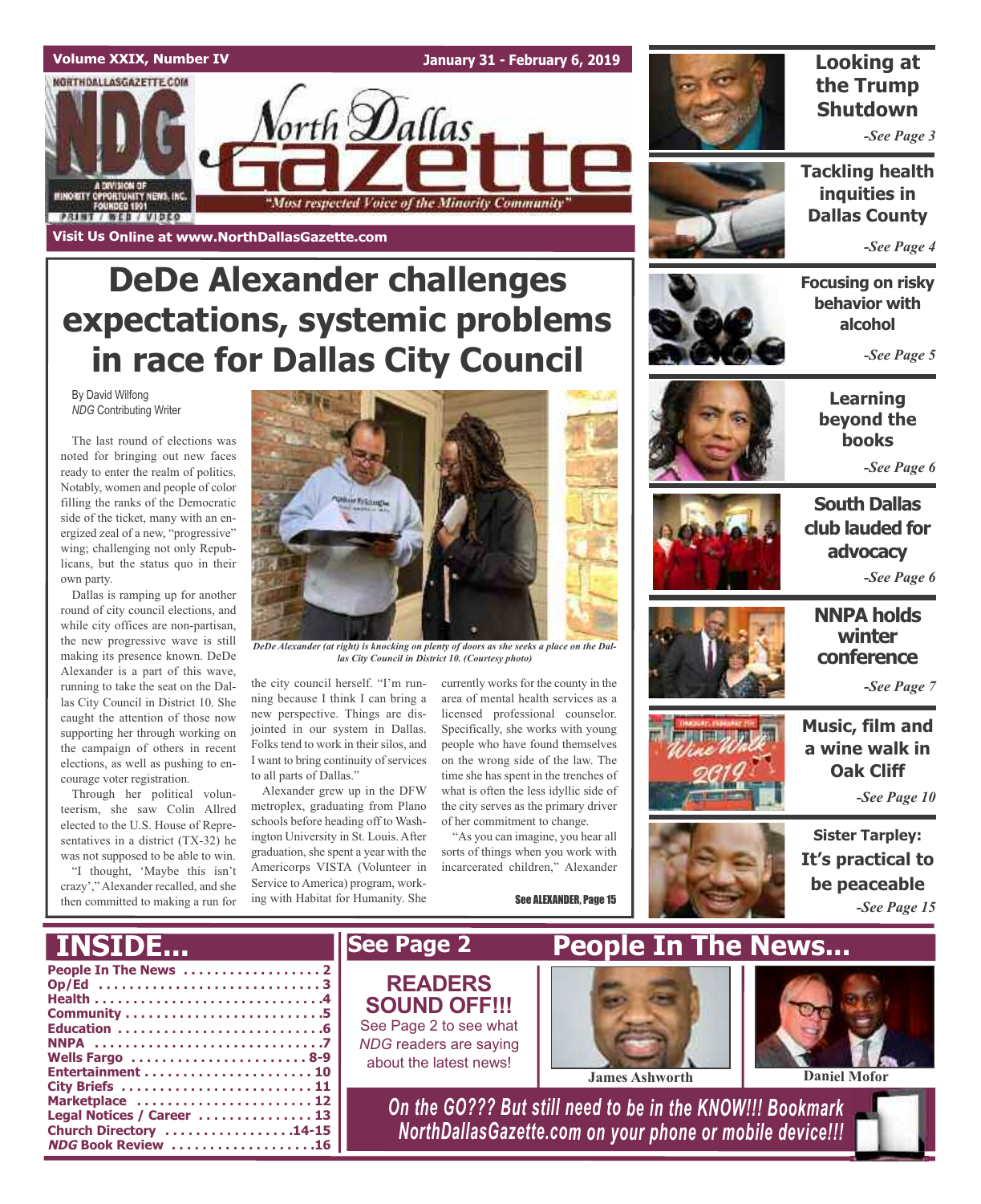Volume XXIX, Number IV — January 31 - February 6, 2019

# North Dallas Gazette

"Most respected Voice of the Minority Community"

NORTHDALLASGAZETTE.COM — A DIVISION OF MINORITY OPPORTUNITY NEWS, INC. FOUNDED 1991 — PRINT / WEB / VIDEO

Visit Us Online at www.NorthDallasGazette.com

## DeDe Alexander challenges expectations, systemic problems in race for Dallas City Council

By David Wilfong
*NDG* Contributing Writer

The last round of elections was noted for bringing out new faces ready to enter the realm of politics. Notably, women and people of color filling the ranks of the Democratic side of the ticket, many with an energized zeal of a new, "progressive" wing; challenging not only Republicans, but the status quo in their own party.

Dallas is ramping up for another round of city council elections, and while city offices are non-partisan, the new progressive wave is still making its presence known. DeDe Alexander is a part of this wave, running to take the seat on the Dallas City Council in District 10. She caught the attention of those now supporting her through working on the campaign of others in recent elections, as well as pushing to encourage voter registration.

Through her political volunteerism, she saw Colin Allred elected to the U.S. House of Representatives in a district (TX-32) he was not supposed to be able to win.

"I thought, 'Maybe this isn't crazy'," Alexander recalled, and she then committed to making a run for the city council herself. "I'm running because I think I can bring a new perspective. Things are disjointed in our system in Dallas. Folks tend to work in their silos, and I want to bring continuity of services to all parts of Dallas."

*DeDe Alexander (at right) is knocking on plenty of doors as she seeks a place on the Dallas City Council in District 10. (Courtesy photo)*

Alexander grew up in the DFW metroplex, graduating from Plano schools before heading off to Washington University in St. Louis. After graduation, she spent a year with the Americorps VISTA (Volunteer in Service to America) program, working with Habitat for Humanity. She currently works for the county in the area of mental health services as a licensed professional counselor. Specifically, she works with young people who have found themselves on the wrong side of the law. The time she has spent in the trenches of what is often the less idyllic side of the city serves as the primary driver of her commitment to change.

"As you can imagine, you hear all sorts of things when you work with incarcerated children," Alexander

See ALEXANDER, Page 15

---

**Looking at the Trump Shutdown** — *See Page 3*

**Tackling health inquities in Dallas County** — *See Page 4*

**Focusing on risky behavior with alcohol** — *See Page 5*

**Learning beyond the books** — *See Page 6*

**South Dallas club lauded for advocacy** — *See Page 6*

**NNPA holds winter conference** — *See Page 7*

**Music, film and a wine walk in Oak Cliff** — *See Page 10*

**Sister Tarpley: It's practical to be peaceable** — *See Page 15*

---

## INSIDE...

- People In The News . . . . . . . . 2
- Op/Ed . . . . . . . . 3
- Health . . . . . . . . 4
- Community . . . . . . . . 5
- Education . . . . . . . . 6
- NNPA . . . . . . . . 7
- Wells Fargo . . . . . . . . 8-9
- Entertainment . . . . . . . . 10
- City Briefs . . . . . . . . 11
- Marketplace . . . . . . . . 12
- Legal Notices / Career . . . . . . . . 13
- Church Directory . . . . . . . . 14-15
- *NDG* Book Review . . . . . . . . 16

## See Page 2

**READERS SOUND OFF!!!**

See Page 2 to see what *NDG* readers are saying about the latest news!

## People In The News...

James Ashworth

Daniel Mofor

*On the GO??? But still need to be in the KNOW!!! Bookmark NorthDallasGazette.com on your phone or mobile device!!!*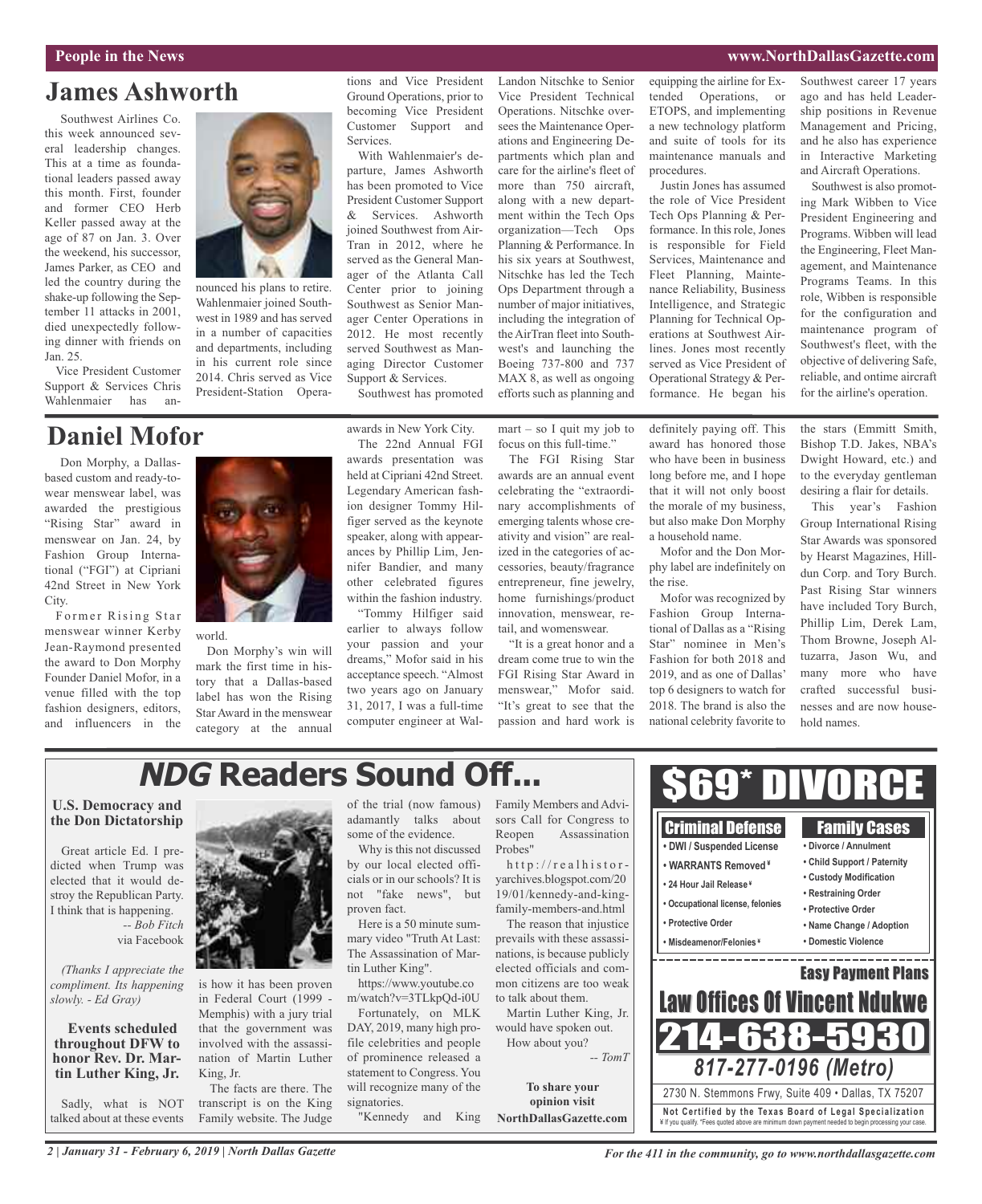## James Ashworth

Southwest Airlines Co. this week announced several leadership changes. This at a time as foundational leaders passed away this month. First, founder and former CEO Herb Keller passed away at the age of 87 on Jan. 3. Over the weekend, his successor, James Parker, as CEO and led the country during the shake-up following the September 11 attacks in 2001, died unexpectedly following dinner with friends on Jan. 25.

Vice President Customer Support & Services Chris Wahlenmaier has announced his plans to retire. Wahlenmaier joined Southwest in 1989 and has served in a number of capacities and departments, including in his current role since 2014. Chris served as Vice President-Station Operations and Vice President Ground Operations, prior to becoming Vice President Customer Support and Services.

With Wahlenmaier's departure, James Ashworth has been promoted to Vice President Customer Support & Services. Ashworth joined Southwest from AirTran in 2012, where he served as the General Manager of the Atlanta Call Center prior to joining Southwest as Senior Manager Center Operations in 2012. He most recently served Southwest as Managing Director Customer Support & Services.

Southwest has promoted Landon Nitschke to Senior Vice President Technical Operations. Nitschke oversees the Maintenance Operations and Engineering Departments which plan and care for the airline's fleet of more than 750 aircraft, along with a new department within the Tech Ops organization—Tech Ops Planning & Performance. In his six years at Southwest, Nitschke has led the Tech Ops Department through a number of major initiatives, including the integration of the AirTran fleet into Southwest's and launching the Boeing 737-800 and 737 MAX 8, as well as ongoing efforts such as planning and equipping the airline for Extended Operations, or ETOPS, and implementing a new technology platform and suite of tools for its maintenance manuals and procedures.

Justin Jones has assumed the role of Vice President Tech Ops Planning & Performance. In this role, Jones is responsible for Field Services, Maintenance and Fleet Planning, Maintenance Reliability, Business Intelligence, and Strategic Planning for Technical Operations at Southwest Airlines. Jones most recently served as Vice President of Operational Strategy & Performance. He began his Southwest career 17 years ago and has held Leadership positions in Revenue Management and Pricing, and he also has experience in Interactive Marketing and Aircraft Operations.

Southwest is also promoting Mark Wibben to Vice President Engineering and Programs. Wibben will lead the Engineering, Fleet Management, and Maintenance Programs Teams. In this role, Wibben is responsible for the configuration and maintenance program of Southwest's fleet, with the objective of delivering Safe, reliable, and ontime aircraft for the airline's operation.

## Daniel Mofor

Don Morphy, a Dallas-based custom and ready-to-wear menswear label, was awarded the prestigious "Rising Star" award in menswear on Jan. 24, by Fashion Group International ("FGI") at Cipriani 42nd Street in New York City.

Former Rising Star menswear winner Kerby Jean-Raymond presented the award to Don Morphy Founder Daniel Mofor, in a venue filled with the top fashion designers, editors, and influencers in the world.

Don Morphy's win will mark the first time in history that a Dallas-based label has won the Rising Star Award in the menswear category at the annual awards in New York City.

The 22nd Annual FGI awards presentation was held at Cipriani 42nd Street. Legendary American fashion designer Tommy Hilfiger served as the keynote speaker, along with appearances by Phillip Lim, Jennifer Bandier, and many other celebrated figures within the fashion industry.

"Tommy Hilfiger said earlier to always follow your passion and your dreams," Mofor said in his acceptance speech. "Almost two years ago on January 31, 2017, I was a full-time computer engineer at Walmart – so I quit my job to focus on this full-time."

The FGI Rising Star awards are an annual event celebrating the "extraordinary accomplishments of emerging talents whose creativity and vision" are realized in the categories of accessories, beauty/fragrance entrepreneur, fine jewelry, home furnishings/product innovation, menswear, retail, and womenswear.

"It is a great honor and a dream come true to win the FGI Rising Star Award in menswear," Mofor said. "It's great to see that the passion and hard work is definitely paying off. This award has honored those who have been in business long before me, and I hope that it will not only boost the morale of my business, but also make Don Morphy a household name.

Mofor and the Don Morphy label are indefinitely on the rise.

Mofor was recognized by Fashion Group International of Dallas as a "Rising Star" nominee in Men's Fashion for both 2018 and 2019, and as one of Dallas' top 6 designers to watch for 2018. The brand is also the national celebrity favorite to the stars (Emmitt Smith, Bishop T.D. Jakes, NBA's Dwight Howard, etc.) and to the everyday gentleman desiring a flair for details.

This year's Fashion Group International Rising Star Awards was sponsored by Hearst Magazines, Hilldun Corp. and Tory Burch. Past Rising Star winners have included Tory Burch, Phillip Lim, Derek Lam, Thom Browne, Joseph Altuzarra, Jason Wu, and many more who have crafted successful businesses and are now household names.

## *NDG* Readers Sound Off...

### U.S. Democracy and the Don Dictatorship

Great article Ed. I predicted when Trump was elected that it would destroy the Republican Party. I think that is happening.

*-- Bob Fitch*
via Facebook

*(Thanks I appreciate the compliment. Its happening slowly. - Ed Gray)*

### Events scheduled throughout DFW to honor Rev. Dr. Martin Luther King, Jr.

Sadly, what is NOT talked about at these events is how it has been proven in Federal Court (1999 - Memphis) with a jury trial that the government was involved with the assassination of Martin Luther King, Jr.

The facts are there. The transcript is on the King Family website. The Judge of the trial (now famous) adamantly talks about some of the evidence.

Why is this not discussed by our local elected officials or in our schools? It is not "fake news", but proven fact.

Here is a 50 minute summary video "Truth At Last: The Assassination of Martin Luther King".

https://www.youtube.com/watch?v=3TLkpQd-i0U

Fortunately, on MLK DAY, 2019, many high profile celebrities and people of prominence released a statement to Congress. You will recognize many of the signatories.

"Kennedy and King Family Members and Advisors Call for Congress to Reopen Assassination Probes"

http://realhistoryarchives.blogspot.com/2019/01/kennedy-and-king-family-members-and.html

The reason that injustice prevails with these assassinations, is because publicly elected officials and common citizens are too weak to talk about them.

Martin Luther King, Jr. would have spoken out.

How about you?

*-- TomT*

**To share your opinion visit NorthDallasGazette.com**

---

# $69* DIVORCE

**Criminal Defense**
- DWI / Suspended License
- WARRANTS Removed¥
- 24 Hour Jail Release¥
- Occupational license, felonies
- Protective Order
- Misdeamenor/Felonies¥

**Family Cases**
- Divorce / Annulment
- Child Support / Paternity
- Custody Modification
- Restraining Order
- Protective Order
- Name Change / Adoption
- Domestic Violence

**Easy Payment Plans**

**Law Offices Of Vincent Ndukwe**

**214-638-5930**

*817-277-0196 (Metro)*

2730 N. Stemmons Frwy, Suite 409 • Dallas, TX 75207

**Not Certified by the Texas Board of Legal Specialization**
¥ If you qualify. *Fees quoted above are minimum down payment needed to begin processing your case.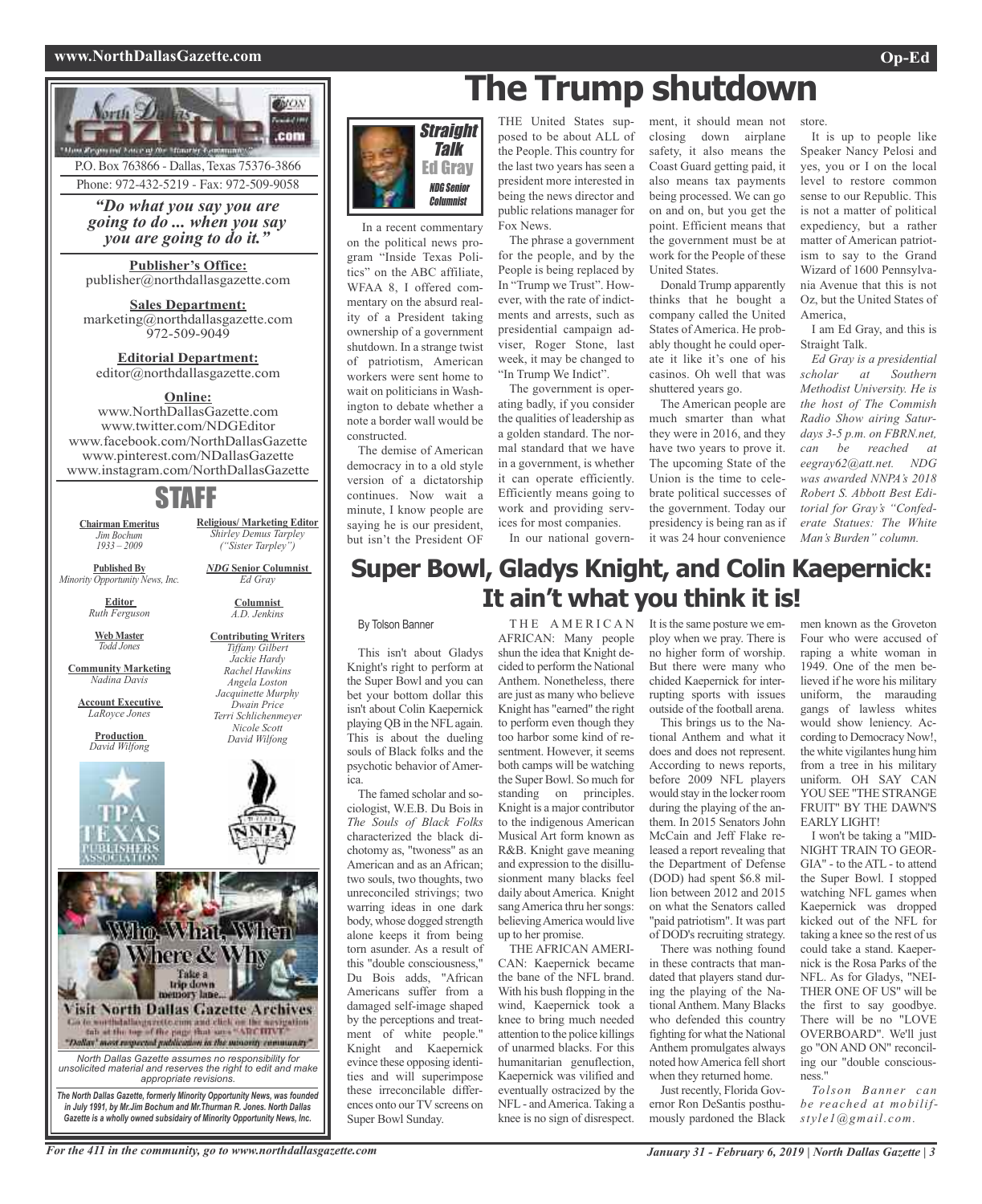North Dallas Gazette

P.O. Box 763866 - Dallas, Texas 75376-3866

Phone: 972-432-5219 - Fax: 972-509-9058

*"Do what you say you are going to do ... when you say you are going to do it."*

**Publisher's Office:**
publisher@northdallasgazette.com

**Sales Department:**
marketing@northdallasgazette.com
972-509-9049

**Editorial Department:**
editor@northdallasgazette.com

**Online:**
www.NorthDallasGazette.com
www.twitter.com/NDGEditor
www.facebook.com/NorthDallasGazette
www.pinterest.com/NDallasGazette
www.instagram.com/NorthDallasGazette

## STAFF

**Chairman Emeritus**
*Jim Bochum*
*1933 – 2009*

**Published By**
*Minority Opportunity News, Inc.*

**Editor**
*Ruth Ferguson*

**Web Master**
*Todd Jones*

**Community Marketing**
*Nadina Davis*

**Account Executive**
*LaRoyce Jones*

**Production**
*David Wilfong*

**Religious/ Marketing Editor**
*Shirley Demus Tarpley*
*("Sister Tarpley")*

***NDG* Senior Columnist**
*Ed Gray*

**Columnist**
*A.D. Jenkins*

**Contributing Writers**
*Tiffany Gilbert*
*Jackie Hardy*
*Rachel Hawkins*
*Angela Loston*
*Jacquinette Murphy*
*Dwain Price*
*Terri Schlichenmeyer*
*Nicole Scott*
*David Wilfong*

Who, What, When, Where & Why

Take a trip down memory lane...

Visit North Dallas Gazette Archives

Go to northdallasgazette.com and click on the navigation tab at the top of the page that says "ARCHIVE"

"Dallas' most respected publication in the minority community"

*North Dallas Gazette assumes no responsibility for unsolicited material and reserves the right to edit and make appropriate revisions.*

***The North Dallas Gazette, formerly Minority Opportunity News, was founded in July 1991, by Mr.Jim Bochum and Mr.Thurman R. Jones. North Dallas Gazette is a wholly owned subsidairy of Minority Opportunity News, Inc.***

# The Trump shutdown

*Straight Talk*
**Ed Gray**
*NDG Senior Columnist*

In a recent commentary on the political news program "Inside Texas Politics" on the ABC affiliate, WFAA 8, I offered commentary on the absurd reality of a President taking ownership of a government shutdown. In a strange twist of patriotism, American workers were sent home to wait on politicians in Washington to debate whether a note a border wall would be constructed.

The demise of American democracy in to a old style version of a dictatorship continues. Now wait a minute, I know people are saying he is our president, but isn't the President OF THE United States supposed to be about ALL of the People. This country for the last two years has seen a president more interested in being the news director and public relations manager for Fox News.

The phrase a government for the people, and by the People is being replaced by In "Trump we Trust". However, with the rate of indictments and arrests, such as presidential campaign adviser, Roger Stone, last week, it may be changed to "In Trump We Indict".

The government is operating badly, if you consider the qualities of leadership as a golden standard. The normal standard that we have in a government, is whether it can operate efficiently. Efficiently means going to work and providing services for most companies.

In our national government, it should mean not closing down airplane safety, it also means the Coast Guard getting paid, it also means tax payments being processed. We can go on and on, but you get the point. Efficient means that the government must be at work for the People of these United States.

Donald Trump apparently thinks that he bought a company called the United States of America. He probably thought he could operate it like it's one of his casinos. Oh well that was shuttered years go.

The American people are much smarter than what they were in 2016, and they have two years to prove it. The upcoming State of the Union is the time to celebrate political successes of the government. Today our presidency is being ran as if it was 24 hour convenience store.

It is up to people like Speaker Nancy Pelosi and yes, you or I on the local level to restore common sense to our Republic. This is not a matter of political expediency, but a rather matter of American patriotism to say to the Grand Wizard of 1600 Pennsylvania Avenue that this is not Oz, but the United States of America,

I am Ed Gray, and this is Straight Talk.

*Ed Gray is a presidential scholar at Southern Methodist University. He is the host of The Commish Radio Show airing Saturdays 3-5 p.m. on FBRN.net, can be reached at eegray62@att.net. NDG was awarded NNPA's 2018 Robert S. Abbott Best Editorial for Gray's "Confederate Statues: The White Man's Burden" column.*

# Super Bowl, Gladys Knight, and Colin Kaepernick: It ain't what you think it is!

By Tolson Banner

This isn't about Gladys Knight's right to perform at the Super Bowl and you can bet your bottom dollar this isn't about Colin Kaepernick playing QB in the NFL again. This is about the dueling souls of Black folks and the psychotic behavior of America.

The famed scholar and sociologist, W.E.B. Du Bois in *The Souls of Black Folks* characterized the black dichotomy as, "twoness" as an American and as an African; two souls, two thoughts, two unreconciled strivings; two warring ideas in one dark body, whose dogged strength alone keeps it from being torn asunder. As a result of this "double consciousness," Du Bois adds, "African Americans suffer from a damaged self-image shaped by the perceptions and treatment of white people." Knight and Kaepernick evince these opposing identities and will superimpose these irreconcilable differences onto our TV screens on Super Bowl Sunday.

THE AMERICAN AFRICAN: Many people shun the idea that Knight decided to perform the National Anthem. Nonetheless, there are just as many who believe Knight has "earned" the right to perform even though they too harbor some kind of resentment. However, it seems both camps will be watching the Super Bowl. So much for standing on principles. Knight is a major contributor to the indigenous American Musical Art form known as R&B. Knight gave meaning and expression to the disillusionment many blacks feel daily about America. Knight sang America thru her songs: believing America would live up to her promise.

THE AFRICAN AMERICAN: Kaepernick became the bane of the NFL brand. With his bush flopping in the wind, Kaepernick took a knee to bring much needed attention to the police killings of unarmed blacks. For this humanitarian genuflection, Kaepernick was vilified and eventually ostracized by the NFL - and America. Taking a knee is no sign of disrespect. It is the same posture we employ when we pray. There is no higher form of worship. But there were many who chided Kaepernick for interrupting sports with issues outside of the football arena.

This brings us to the National Anthem and what it does and does not represent. According to news reports, before 2009 NFL players would stay in the locker room during the playing of the anthem. In 2015 Senators John McCain and Jeff Flake released a report revealing that the Department of Defense (DOD) had spent \$6.8 million between 2012 and 2015 on what the Senators called "paid patriotism". It was part of DOD's recruiting strategy.

There was nothing found in these contracts that mandated that players stand during the playing of the National Anthem. Many Blacks who defended this country fighting for what the National Anthem promulgates always noted how America fell short when they returned home.

Just recently, Florida Governor Ron DeSantis posthumously pardoned the Black men known as the Groveton Four who were accused of raping a white woman in 1949. One of the men believed if he wore his military uniform, the marauding gangs of lawless whites would show leniency. According to Democracy Now!, the white vigilantes hung him from a tree in his military uniform. OH SAY CAN YOU SEE "THE STRANGE FRUIT" BY THE DAWN'S EARLY LIGHT!

I won't be taking a "MIDNIGHT TRAIN TO GEORGIA" - to the ATL - to attend the Super Bowl. I stopped watching NFL games when Kaepernick was dropped kicked out of the NFL for taking a knee so the rest of us could take a stand. Kaepernick is the Rosa Parks of the NFL. As for Gladys, "NEITHER ONE OF US" will be the first to say goodbye. There will be no "LOVE OVERBOARD". We'll just go "ON AND ON" reconciling our "double consciousness."

*Tolson Banner can be reached at mobilifstyle1@gmail.com.*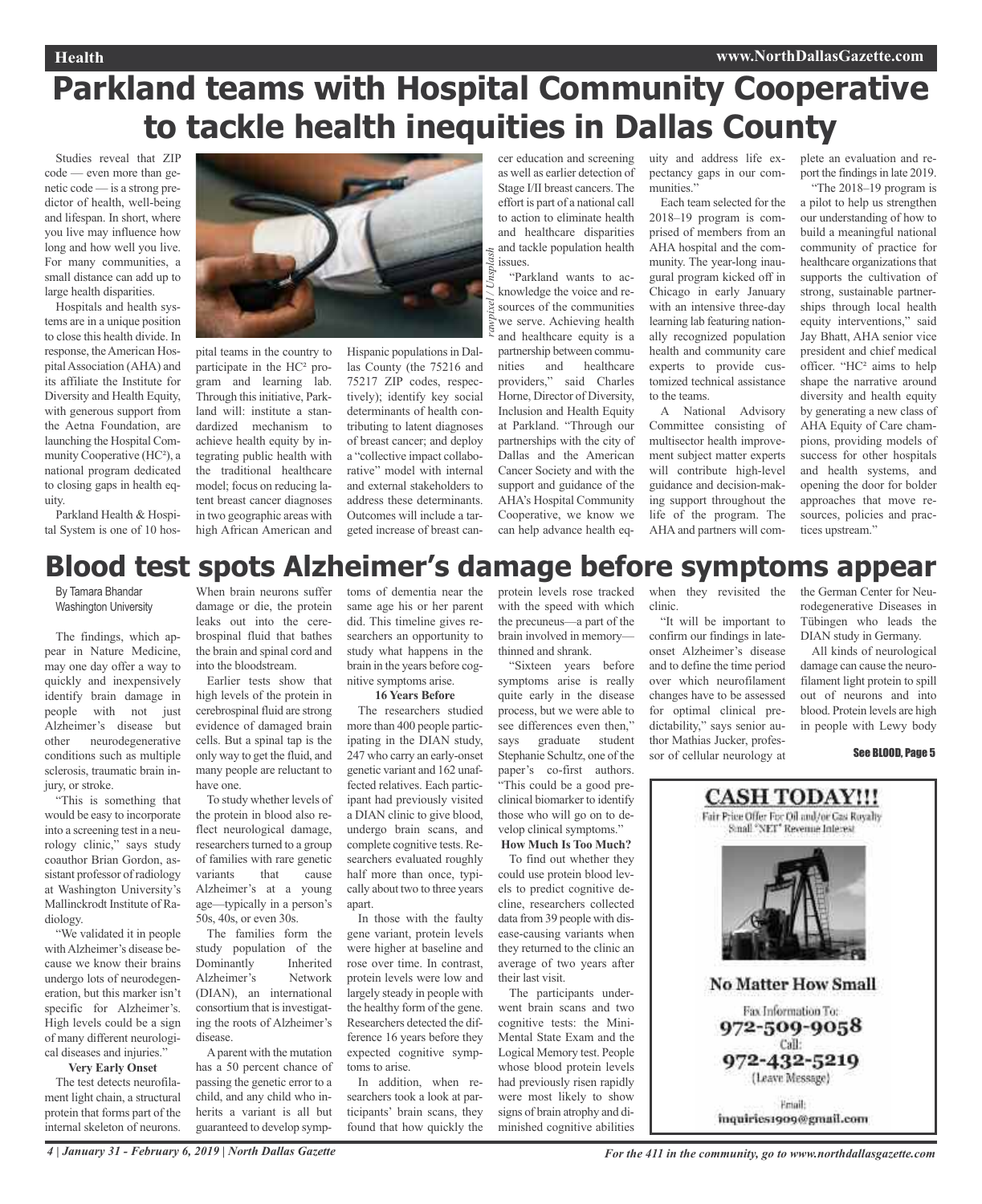# Parkland teams with Hospital Community Cooperative to tackle health inequities in Dallas County

Studies reveal that ZIP code — even more than genetic code — is a strong predictor of health, well-being and lifespan. In short, where you live may influence how long and how well you live. For many communities, a small distance can add up to large health disparities.

Hospitals and health systems are in a unique position to close this health divide. In response, the American Hospital Association (AHA) and its affiliate the Institute for Diversity and Health Equity, with generous support from the Aetna Foundation, are launching the Hospital Community Cooperative (HC²), a national program dedicated to closing gaps in health equity.

Parkland Health & Hospital System is one of 10 hospital teams in the country to participate in the HC² program and learning lab. Through this initiative, Parkland will: institute a standardized mechanism to achieve health equity by integrating public health with the traditional healthcare model; focus on reducing latent breast cancer diagnoses in two geographic areas with high African American and Hispanic populations in Dallas County (the 75216 and 75217 ZIP codes, respectively); identify key social determinants of health contributing to latent diagnoses of breast cancer; and deploy a "collective impact collaborative" model with internal and external stakeholders to address these determinants. Outcomes will include a targeted increase of breast cancer education and screening as well as earlier detection of Stage I/II breast cancers. The effort is part of a national call to action to eliminate health and healthcare disparities and tackle population health issues.

*rawpixel / Unsplash*

"Parkland wants to acknowledge the voice and resources of the communities we serve. Achieving health and healthcare equity is a partnership between communities and healthcare providers," said Charles Horne, Director of Diversity, Inclusion and Health Equity at Parkland. "Through our partnerships with the city of Dallas and the American Cancer Society and with the support and guidance of the AHA's Hospital Community Cooperative, we know we can help advance health equity and address life expectancy gaps in our communities."

Each team selected for the 2018–19 program is comprised of members from an AHA hospital and the community. The year-long inaugural program kicked off in Chicago in early January with an intensive three-day learning lab featuring nationally recognized population health and community care experts to provide customized technical assistance to the teams.

A National Advisory Committee consisting of multisector health improvement subject matter experts will contribute high-level guidance and decision-making support throughout the life of the program. The AHA and partners will complete an evaluation and report the findings in late 2019.

"The 2018–19 program is a pilot to help us strengthen our understanding of how to build a meaningful national community of practice for healthcare organizations that supports the cultivation of strong, sustainable partnerships through local health equity interventions," said Jay Bhatt, AHA senior vice president and chief medical officer. "HC² aims to help shape the narrative around diversity and health equity by generating a new class of AHA Equity of Care champions, providing models of success for other hospitals and health systems, and opening the door for bolder approaches that move resources, policies and practices upstream."

# Blood test spots Alzheimer's damage before symptoms appear

By Tamara Bhandar
Washington University

The findings, which appear in Nature Medicine, may one day offer a way to quickly and inexpensively identify brain damage in people with not just Alzheimer's disease but other neurodegenerative conditions such as multiple sclerosis, traumatic brain injury, or stroke.

"This is something that would be easy to incorporate into a screening test in a neurology clinic," says study coauthor Brian Gordon, assistant professor of radiology at Washington University's Mallinckrodt Institute of Radiology.

"We validated it in people with Alzheimer's disease because we know their brains undergo lots of neurodegeneration, but this marker isn't specific for Alzheimer's. High levels could be a sign of many different neurological diseases and injuries."

**Very Early Onset**

The test detects neurofilament light chain, a structural protein that forms part of the internal skeleton of neurons. When brain neurons suffer damage or die, the protein leaks out into the cerebrospinal fluid that bathes the brain and spinal cord and into the bloodstream.

Earlier tests show that high levels of the protein in cerebrospinal fluid are strong evidence of damaged brain cells. But a spinal tap is the only way to get the fluid, and many people are reluctant to have one.

To study whether levels of the protein in blood also reflect neurological damage, researchers turned to a group of families with rare genetic variants that cause Alzheimer's at a young age—typically in a person's 50s, 40s, or even 30s.

The families form the study population of the Dominantly Inherited Alzheimer's Network (DIAN), an international consortium that is investigating the roots of Alzheimer's disease.

A parent with the mutation has a 50 percent chance of passing the genetic error to a child, and any child who inherits a variant is all but guaranteed to develop symptoms of dementia near the same age his or her parent did. This timeline gives researchers an opportunity to study what happens in the brain in the years before cognitive symptoms arise.

**16 Years Before**

The researchers studied more than 400 people participating in the DIAN study, 247 who carry an early-onset genetic variant and 162 unaffected relatives. Each participant had previously visited a DIAN clinic to give blood, undergo brain scans, and complete cognitive tests. Researchers evaluated roughly half more than once, typically about two to three years apart.

In those with the faulty gene variant, protein levels were higher at baseline and rose over time. In contrast, protein levels were low and largely steady in people with the healthy form of the gene. Researchers detected the difference 16 years before they expected cognitive symptoms to arise.

In addition, when researchers took a look at participants' brain scans, they found that how quickly the protein levels rose tracked with the speed with which the precuneus—a part of the brain involved in memory—thinned and shrank.

"Sixteen years before symptoms arise is really quite early in the disease process, but we were able to see differences even then," says graduate student Stephanie Schultz, one of the paper's co-first authors. "This could be a good preclinical biomarker to identify those who will go on to develop clinical symptoms."

**How Much Is Too Much?**

To find out whether they could use protein blood levels to predict cognitive decline, researchers collected data from 39 people with disease-causing variants when they returned to the clinic an average of two years after their last visit.

The participants underwent brain scans and two cognitive tests: the Mini-Mental State Exam and the Logical Memory test. People whose blood protein levels had previously risen rapidly were most likely to show signs of brain atrophy and diminished cognitive abilities when they revisited the clinic.

"It will be important to confirm our findings in late-onset Alzheimer's disease and to define the time period over which neurofilament changes have to be assessed for optimal clinical predictability," says senior author Mathias Jucker, professor of cellular neurology at the German Center for Neurodegenerative Diseases in Tübingen who leads the DIAN study in Germany.

All kinds of neurological damage can cause the neurofilament light protein to spill out of neurons and into blood. Protein levels are high in people with Lewy body

See BLOOD, Page 5

**CASH TODAY!!!**

Fair Price Offer For Oil and/or Gas Royalty
Small "NET" Revenue Interest

**No Matter How Small**

Fax Information To:
972-509-9058
Call:
972-432-5219
(Leave Message)

Email:
inquiries1909@gmail.com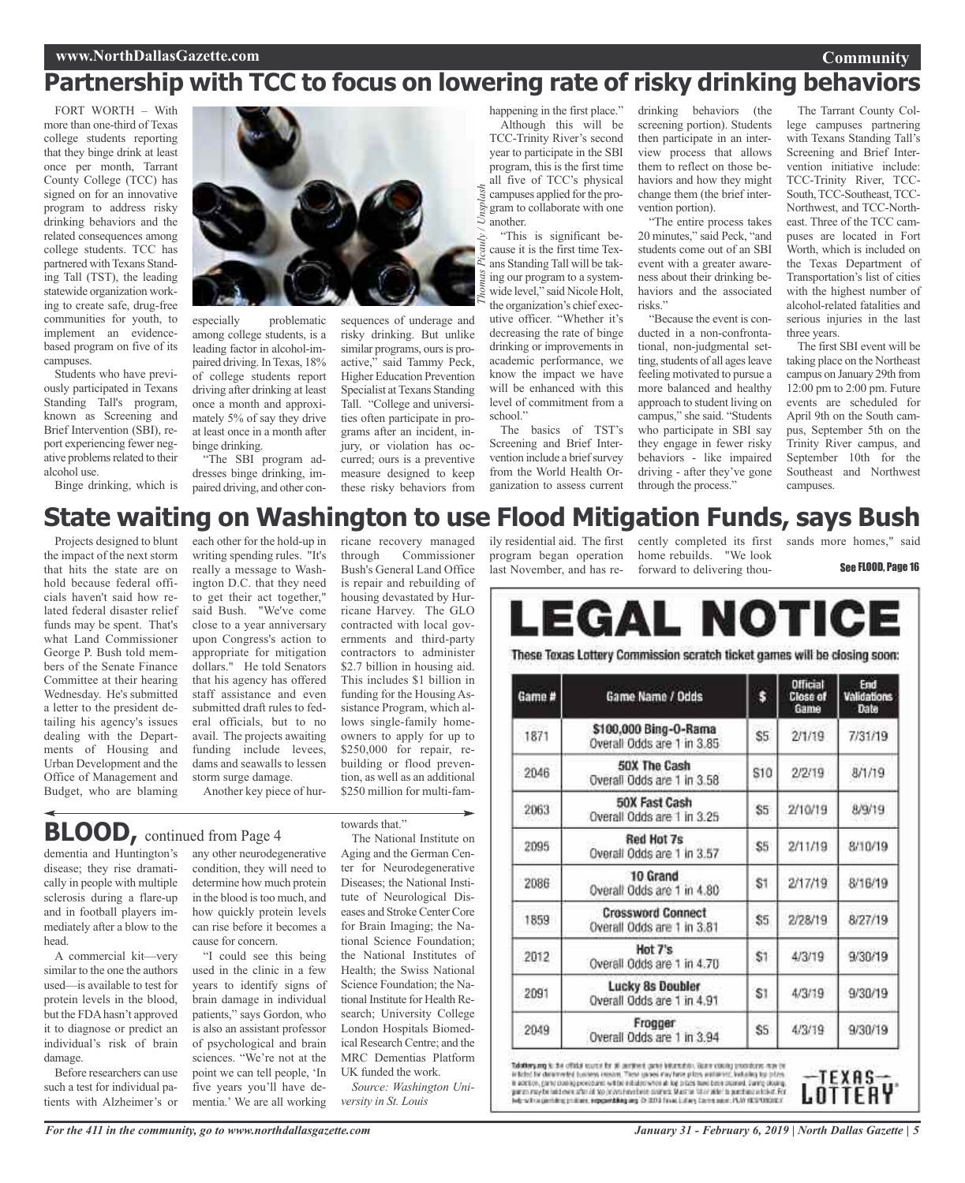# Partnership with TCC to focus on lowering rate of risky drinking behaviors

FORT WORTH – With more than one-third of Texas college students reporting that they binge drink at least once per month, Tarrant County College (TCC) has signed on for an innovative program to address risky drinking behaviors and the related consequences among college students. TCC has partnered with Texans Standing Tall (TST), the leading statewide organization working to create safe, drug-free communities for youth, to implement an evidence-based program on five of its campuses.

Students who have previously participated in Texans Standing Tall's program, known as Screening and Brief Intervention (SBI), report experiencing fewer negative problems related to their alcohol use.

Binge drinking, which is especially problematic among college students, is a leading factor in alcohol-impaired driving. In Texas, 18% of college students report driving after drinking at least once a month and approximately 5% of say they drive at least once in a month after binge drinking.

"The SBI program addresses binge drinking, impaired driving, and other consequences of underage and risky drinking. But unlike similar programs, ours is proactive," said Tammy Peck, Higher Education Prevention Specialist at Texans Standing Tall. "College and universities often participate in programs after an incident, injury, or violation has occurred; ours is a preventive measure designed to keep these risky behaviors from happening in the first place."

*Thomas Picauly / Unsplash*

Although this will be TCC-Trinity River's second year to participate in the SBI program, this is the first time all five of TCC's physical campuses applied for the program to collaborate with one another.

"This is significant because it is the first time Texans Standing Tall will be taking our program to a system-wide level," said Nicole Holt, the organization's chief executive officer. "Whether it's decreasing the rate of binge drinking or improvements in academic performance, we know the impact we have will be enhanced with this level of commitment from a school."

The basics of TST's Screening and Brief Intervention include a brief survey from the World Health Organization to assess current drinking behaviors (the screening portion). Students then participate in an interview process that allows them to reflect on those behaviors and how they might change them (the brief intervention portion).

"The entire process takes 20 minutes," said Peck, "and students come out of an SBI event with a greater awareness about their drinking behaviors and the associated risks."

"Because the event is conducted in a non-confrontational, non-judgmental setting, students of all ages leave feeling motivated to pursue a more balanced and healthy approach to student living on campus," she said. "Students who participate in SBI say they engage in fewer risky behaviors - like impaired driving - after they've gone through the process."

The Tarrant County College campuses partnering with Texans Standing Tall's Screening and Brief Intervention initiative include: TCC-Trinity River, TCC-South, TCC-Southeast, TCC-Northwest, and TCC-Northeast. Three of the TCC campuses are located in Fort Worth, which is included on the Texas Department of Transportation's list of cities with the highest number of alcohol-related fatalities and serious injuries in the last three years.

The first SBI event will be taking place on the Northeast campus on January 29th from 12:00 pm to 2:00 pm. Future events are scheduled for April 9th on the South campus, September 5th on the Trinity River campus, and September 10th for the Southeast and Northwest campuses.

# State waiting on Washington to use Flood Mitigation Funds, says Bush

Projects designed to blunt the impact of the next storm that hits the state are on hold because federal officials haven't said how related federal disaster relief funds may be spent. That's what Land Commissioner George P. Bush told members of the Senate Finance Committee at their hearing Wednesday. He's submitted a letter to the president detailing his agency's issues dealing with the Departments of Housing and Urban Development and the Office of Management and Budget, who are blaming each other for the hold-up in writing spending rules. "It's really a message to Washington D.C. that they need to get their act together," said Bush. "We've come close to a year anniversary upon Congress's action to appropriate for mitigation dollars." He told Senators that his agency has offered staff assistance and even submitted draft rules to federal officials, but to no avail. The projects awaiting funding include levees, dams and seawalls to lessen storm surge damage.

Another key piece of hurricane recovery managed through Commissioner Bush's General Land Office is repair and rebuilding of housing devastated by Hurricane Harvey. The GLO contracted with local governments and third-party contractors to administer $2.7 billion in housing aid. This includes $1 billion in funding for the Housing Assistance Program, which allows single-family homeowners to apply for up to $250,000 for repair, rebuilding or flood prevention, as well as an additional $250 million for multi-family residential aid. The first program began operation last November, and has recently completed its first home rebuilds. "We look forward to delivering thousands more homes," said

See FLOOD, Page 16

## LEGAL NOTICE

These Texas Lottery Commission scratch ticket games will be closing soon:

| Game # | Game Name / Odds | $ | Official Close of Game | End Validations Date |
|---|---|---|---|---|
| 1871 | $100,000 Bing-O-Rama Overall Odds are 1 in 3.85 | $5 | 2/1/19 | 7/31/19 |
| 2046 | 50X The Cash Overall Odds are 1 in 3.58 | $10 | 2/2/19 | 8/1/19 |
| 2063 | 50X Fast Cash Overall Odds are 1 in 3.25 | $5 | 2/10/19 | 8/9/19 |
| 2095 | Red Hot 7s Overall Odds are 1 in 3.57 | $5 | 2/11/19 | 8/10/19 |
| 2086 | 10 Grand Overall Odds are 1 in 4.80 | $1 | 2/17/19 | 8/16/19 |
| 1859 | Crossword Connect Overall Odds are 1 in 3.81 | $5 | 2/28/19 | 8/27/19 |
| 2012 | Hot 7's Overall Odds are 1 in 4.70 | $1 | 4/3/19 | 9/30/19 |
| 2091 | Lucky 8s Doubler Overall Odds are 1 in 4.91 | $1 | 4/3/19 | 9/30/19 |
| 2049 | Frogger Overall Odds are 1 in 3.94 | $5 | 4/3/19 | 9/30/19 |

TEXAS LOTTERY

## BLOOD, continued from Page 4

dementia and Huntington's disease; they rise dramatically in people with multiple sclerosis during a flare-up and in football players immediately after a blow to the head.

A commercial kit—very similar to the one the authors used—is available to test for protein levels in the blood, but the FDA hasn't approved it to diagnose or predict an individual's risk of brain damage.

Before researchers can use such a test for individual patients with Alzheimer's or any other neurodegenerative condition, they will need to determine how much protein in the blood is too much, and how quickly protein levels can rise before it becomes a cause for concern.

"I could see this being used in the clinic in a few years to identify signs of brain damage in individual patients," says Gordon, who is also an assistant professor of psychological and brain sciences. "We're not at the point we can tell people, 'In five years you'll have dementia.' We are all working towards that."

The National Institute on Aging and the German Center for Neurodegenerative Diseases; the National Institute of Neurological Diseases and Stroke Center Core for Brain Imaging; the National Science Foundation; the National Institutes of Health; the Swiss National Science Foundation; the National Institute for Health Research; University College London Hospitals Biomedical Research Centre; and the MRC Dementias Platform UK funded the work.

*Source: Washington University in St. Louis*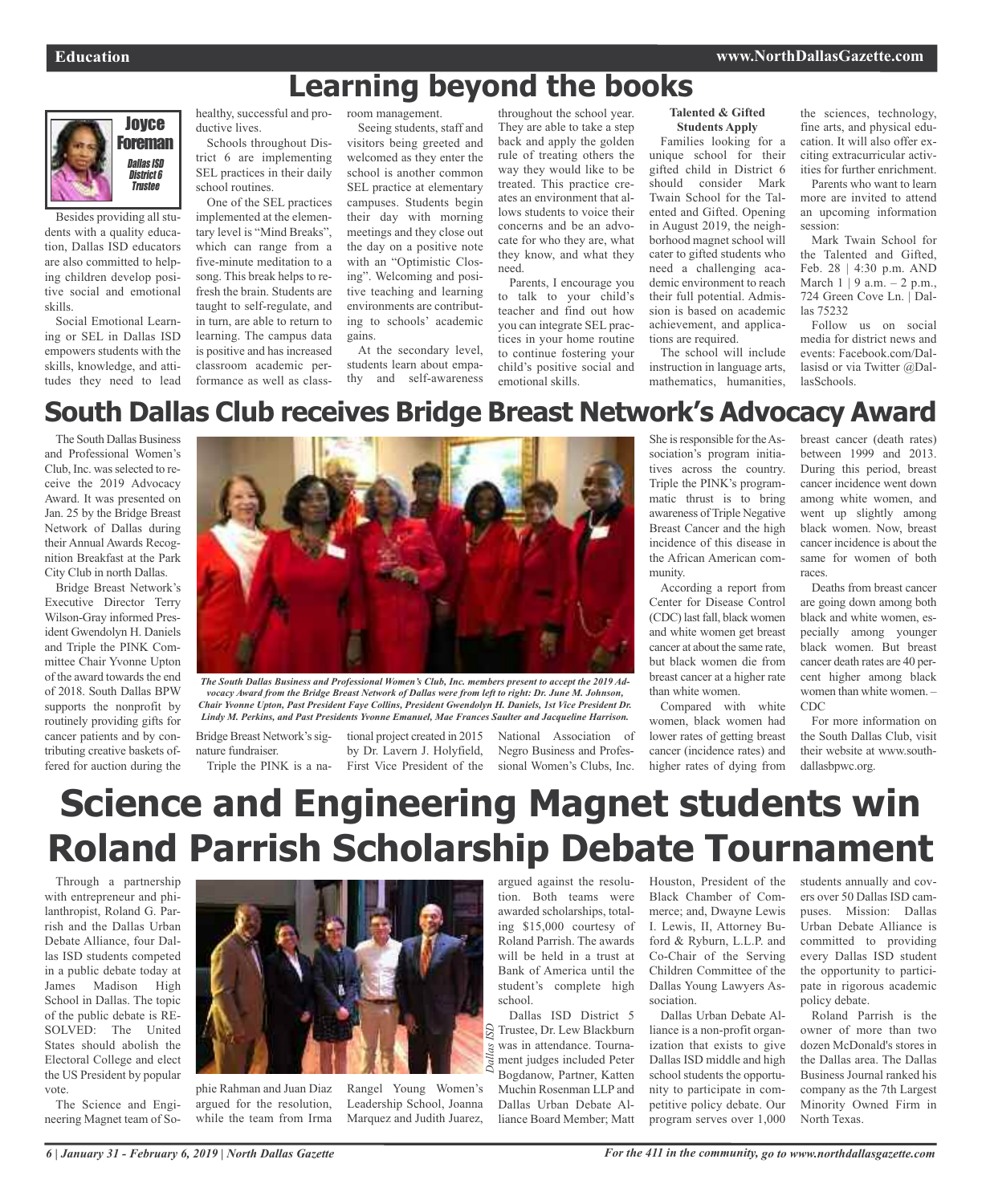# Learning beyond the books

**Joyce Foreman**
*Dallas ISD District 6 Trustee*

Besides providing all students with a quality education, Dallas ISD educators are also committed to helping children develop positive social and emotional skills.

Social Emotional Learning or SEL in Dallas ISD empowers students with the skills, knowledge, and attitudes they need to lead healthy, successful and productive lives.

Schools throughout District 6 are implementing SEL practices in their daily school routines.

One of the SEL practices implemented at the elementary level is "Mind Breaks", which can range from a five-minute meditation to a song. This break helps to refresh the brain. Students are taught to self-regulate, and in turn, are able to return to learning. The campus data is positive and has increased classroom academic performance as well as classroom management.

Seeing students, staff and visitors being greeted and welcomed as they enter the school is another common SEL practice at elementary campuses. Students begin their day with morning meetings and they close out the day on a positive note with an "Optimistic Closing". Welcoming and positive teaching and learning environments are contributing to schools' academic gains.

At the secondary level, students learn about empathy and self-awareness throughout the school year. They are able to take a step back and apply the golden rule of treating others the way they would like to be treated. This practice creates an environment that allows students to voice their concerns and be an advocate for who they are, what they know, and what they need.

Parents, I encourage you to talk to your child's teacher and find out how you can integrate SEL practices in your home routine to continue fostering your child's positive social and emotional skills.

**Talented & Gifted Students Apply**

Families looking for a unique school for their gifted child in District 6 should consider Mark Twain School for the Talented and Gifted. Opening in August 2019, the neighborhood magnet school will cater to gifted students who need a challenging academic environment to reach their full potential. Admission is based on academic achievement, and applications are required.

The school will include instruction in language arts, mathematics, humanities, the sciences, technology, fine arts, and physical education. It will also offer exciting extracurricular activities for further enrichment.

Parents who want to learn more are invited to attend an upcoming information session:

Mark Twain School for the Talented and Gifted, Feb. 28 | 4:30 p.m. AND March 1 | 9 a.m. – 2 p.m., 724 Green Cove Ln. | Dallas 75232

Follow us on social media for district news and events: Facebook.com/Dallasisd or via Twitter @DallasSchools.

# South Dallas Club receives Bridge Breast Network's Advocacy Award

The South Dallas Business and Professional Women's Club, Inc. was selected to receive the 2019 Advocacy Award. It was presented on Jan. 25 by the Bridge Breast Network of Dallas during their Annual Awards Recognition Breakfast at the Park City Club in north Dallas.

*The South Dallas Business and Professional Women's Club, Inc. members present to accept the 2019 Advocacy Award from the Bridge Breast Network of Dallas were from left to right: Dr. June M. Johnson, Chair Yvonne Upton, Past President Faye Collins, President Gwendolyn H. Daniels, 1st Vice President Dr. Lindy M. Perkins, and Past Presidents Yvonne Emanuel, Mae Frances Saulter and Jacqueline Harrison.*

Bridge Breast Network's Executive Director Terry Wilson-Gray informed President Gwendolyn H. Daniels and Triple the PINK Committee Chair Yvonne Upton of the award towards the end of 2018. South Dallas BPW supports the nonprofit by routinely providing gifts for cancer patients and by contributing creative baskets offered for auction during the Bridge Breast Network's signature fundraiser.

Triple the PINK is a national project created in 2015 by Dr. Lavern J. Holyfield, First Vice President of the National Association of Negro Business and Professional Women's Clubs, Inc. She is responsible for the Association's program initiatives across the country. Triple the PINK's programmatic thrust is to bring awareness of Triple Negative Breast Cancer and the high incidence of this disease in the African American community.

According a report from Center for Disease Control (CDC) last fall, black women and white women get breast cancer at about the same rate, but black women die from breast cancer at a higher rate than white women.

Compared with white women, black women had lower rates of getting breast cancer (incidence rates) and higher rates of dying from breast cancer (death rates) between 1999 and 2013. During this period, breast cancer incidence went down among white women, and went up slightly among black women. Now, breast cancer incidence is about the same for women of both races.

Deaths from breast cancer are going down among both black and white women, especially among younger black women. But breast cancer death rates are 40 percent higher among black women than white women. – CDC

For more information on the South Dallas Club, visit their website at www.southdallasbpwc.org.

# Science and Engineering Magnet students win Roland Parrish Scholarship Debate Tournament

Through a partnership with entrepreneur and philanthropist, Roland G. Parrish and the Dallas Urban Debate Alliance, four Dallas ISD students competed in a public debate today at James Madison High School in Dallas. The topic of the public debate is RESOLVED: The United States should abolish the Electoral College and elect the US President by popular vote.

*Dallas ISD*

The Science and Engineering Magnet team of Sophie Rahman and Juan Diaz argued for the resolution, while the team from Irma Rangel Young Women's Leadership School, Joanna Marquez and Judith Juarez, argued against the resolution. Both teams were awarded scholarships, totaling $15,000 courtesy of Roland Parrish. The awards will be held in a trust at Bank of America until the student's complete high school.

Dallas ISD District 5 Trustee, Dr. Lew Blackburn was in attendance. Tournament judges included Peter Bogdanow, Partner, Katten Muchin Rosenman LLP and Dallas Urban Debate Alliance Board Member; Matt Houston, President of the Black Chamber of Commerce; and, Dwayne Lewis I. Lewis, II, Attorney Buford & Ryburn, L.L.P. and Co-Chair of the Serving Children Committee of the Dallas Young Lawyers Association.

Dallas Urban Debate Alliance is a non-profit organization that exists to give Dallas ISD middle and high school students the opportunity to participate in competitive policy debate. Our program serves over 1,000 students annually and covers over 50 Dallas ISD campuses. Mission: Dallas Urban Debate Alliance is committed to providing every Dallas ISD student the opportunity to participate in rigorous academic policy debate.

Roland Parrish is the owner of more than two dozen McDonald's stores in the Dallas area. The Dallas Business Journal ranked his company as the 7th Largest Minority Owned Firm in North Texas.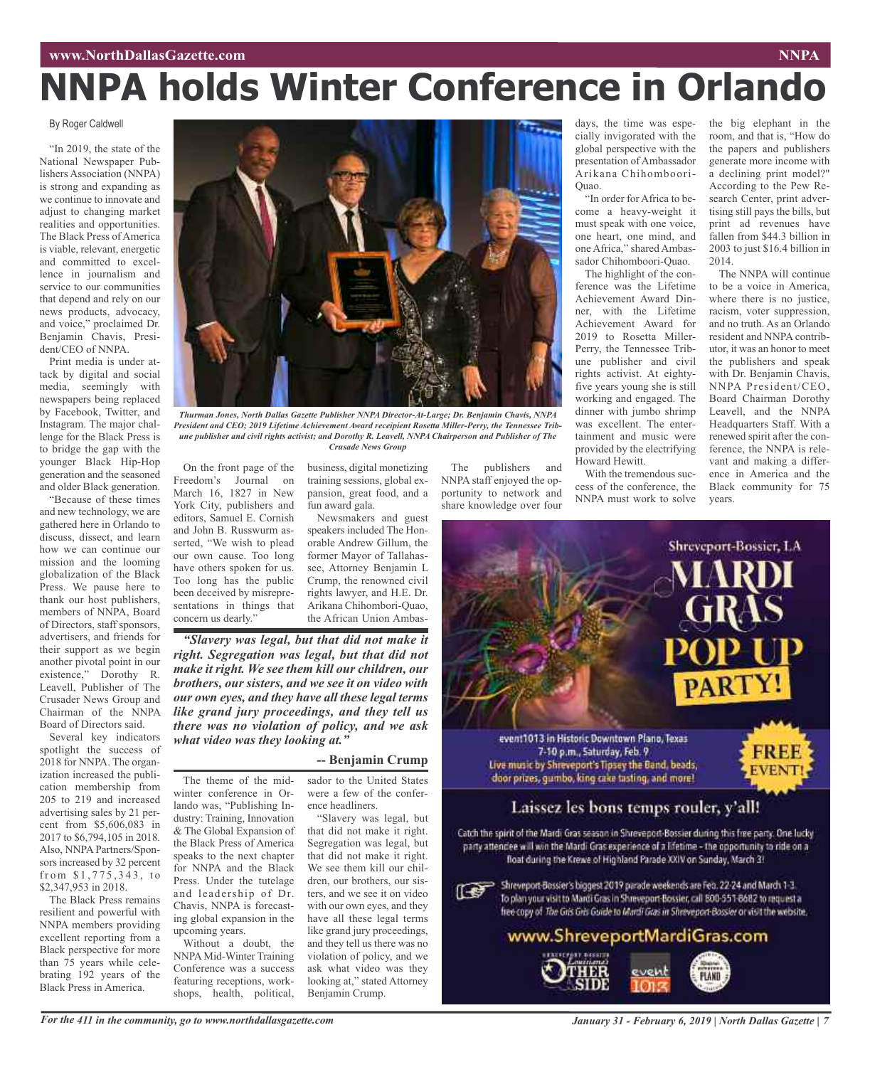# NNPA holds Winter Conference in Orlando

By Roger Caldwell

"In 2019, the state of the National Newspaper Publishers Association (NNPA) is strong and expanding as we continue to innovate and adjust to changing market realities and opportunities. The Black Press of America is viable, relevant, energetic and committed to excellence in journalism and service to our communities that depend and rely on our news products, advocacy, and voice," proclaimed Dr. Benjamin Chavis, President/CEO of NNPA.

Print media is under attack by digital and social media, seemingly with newspapers being replaced by Facebook, Twitter, and Instagram. The major challenge for the Black Press is to bridge the gap with the younger Black Hip-Hop generation and the seasoned and older Black generation.

"Because of these times and new technology, we are gathered here in Orlando to discuss, dissect, and learn how we can continue our mission and the looming globalization of the Black Press. We pause here to thank our host publishers, members of NNPA, Board of Directors, staff sponsors, advertisers, and friends for their support as we begin another pivotal point in our existence," Dorothy R. Leavell, Publisher of The Crusader News Group and Chairman of the NNPA Board of Directors said.

Several key indicators spotlight the success of 2018 for NNPA. The organization increased the publication membership from 205 to 219 and increased advertising sales by 21 percent from $5,606,083 in 2017 to $6,794,105 in 2018. Also, NNPA Partners/Sponsors increased by 32 percent from $1,775,343, to $2,347,953 in 2018.

The Black Press remains resilient and powerful with NNPA members providing excellent reporting from a Black perspective for more than 75 years while celebrating 192 years of the Black Press in America.

*Thurman Jones, North Dallas Gazette Publisher NNPA Director-At-Large; Dr. Benjamin Chavis, NNPA President and CEO; 2019 Lifetime Achievement Award receipient Rosetta Miller-Perry, the Tennessee Tribune publisher and civil rights activist; and Dorothy R. Leavell, NNPA Chairperson and Publisher of The Crusade News Group*

On the front page of the Freedom's Journal on March 16, 1827 in New York City, publishers and editors, Samuel E. Cornish and John B. Russwurm asserted, "We wish to plead our own cause. Too long have others spoken for us. Too long has the public been deceived by misrepresentations in things that concern us dearly."

> ***"Slavery was legal, but that did not make it right. Segregation was legal, but that did not make it right. We see them kill our children, our brothers, our sisters, and we see it on video with our own eyes, and they have all these legal terms like grand jury proceedings, and they tell us there was no violation of policy, and we ask what video was they looking at."***
>
> **-- Benjamin Crump**

The theme of the midwinter conference in Orlando was, "Publishing Industry: Training, Innovation & The Global Expansion of the Black Press of America speaks to the next chapter for NNPA and the Black Press. Under the tutelage and leadership of Dr. Chavis, NNPA is forecasting global expansion in the upcoming years.

Without a doubt, the NNPA Mid-Winter Training Conference was a success featuring receptions, workshops, health, political, business, digital monetizing training sessions, global expansion, great food, and a fun award gala.

Newsmakers and guest speakers included The Honorable Andrew Gillum, the former Mayor of Tallahassee, Attorney Benjamin L Crump, the renowned civil rights lawyer, and H.E. Dr. Arikana Chihombori-Quao, the African Union Ambassador to the United States were a few of the conference headliners.

"Slavery was legal, but that did not make it right. Segregation was legal, but that did not make it right. We see them kill our children, our brothers, our sisters, and we see it on video with our own eyes, and they have all these legal terms like grand jury proceedings, and they tell us there was no violation of policy, and we ask what video was they looking at," stated Attorney Benjamin Crump.

The publishers and NNPA staff enjoyed the opportunity to network and share knowledge over four days, the time was especially invigorated with the global perspective with the presentation of Ambassador Arikana Chihombori-Quao.

"In order for Africa to become a heavy-weight it must speak with one voice, one heart, one mind, and one Africa," shared Ambassador Chihombori-Quao.

The highlight of the conference was the Lifetime Achievement Award Dinner, with the Lifetime Achievement Award for 2019 to Rosetta Miller-Perry, the Tennessee Tribune publisher and civil rights activist. At eighty-five years young she is still working and engaged. The dinner with jumbo shrimp was excellent. The entertainment and music were provided by the electrifying Howard Hewitt.

With the tremendous success of the conference, the NNPA must work to solve the big elephant in the room, and that is, "How do the papers and publishers generate more income with a declining print model?" According to the Pew Research Center, print advertising still pays the bills, but print ad revenues have fallen from $44.3 billion in 2003 to just $16.4 billion in 2014.

The NNPA will continue to be a voice in America, where there is no justice, racism, voter suppression, and no truth. As an Orlando resident and NNPA contributor, it was an honor to meet the publishers and speak with Dr. Benjamin Chavis, NNPA President/CEO, Board Chairman Dorothy Leavell, and the NNPA Headquarters Staff. With a renewed spirit after the conference, the NNPA is relevant and making a difference in America and the Black community for 75 years.

Shreveport-Bossier, LA

**MARDI GRAS POP UP PARTY!**

event1013 in Historic Downtown Plano, Texas
7-10 p.m., Saturday, Feb. 9
Live music by Shreveport's Tipsey the Band, beads, door prizes, gumbo, king cake tasting, and more!

**FREE EVENT!**

Laissez les bons temps rouler, y'all!

Catch the spirit of the Mardi Gras season in Shreveport-Bossier during this free party. One lucky party attendee will win the Mardi Gras experience of a lifetime - the opportunity to ride on a float during the Krewe of Highland Parade XXIV on Sunday, March 3!

Shreveport-Bossier's biggest 2019 parade weekends are Feb. 22-24 and March 1-3. To plan your visit to Mardi Gras in Shreveport-Bossier, call 800-551-8682 to request a free copy of *The Gris Gris Guide to Mardi Gras in Shreveport-Bossier* or visit the website.

www.ShreveportMardiGras.com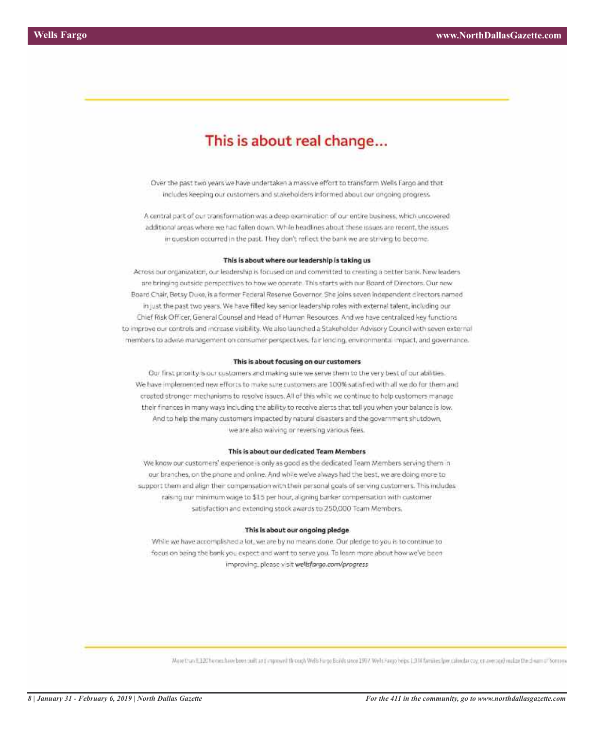# This is about real change...

Over the past two years we have undertaken a massive effort to transform Wells Fargo and that includes keeping our customers and stakeholders informed about our ongoing progress.

A central part of our transformation was a deep examination of our entire business, which uncovered additional areas where we had fallen down. While headlines about these issues are recent, the issues in question occurred in the past. They don't reflect the bank we are striving to become.

**This is about where our leadership is taking us**

Across our organization, our leadership is focused on and committed to creating a better bank. New leaders are bringing outside perspectives to how we operate. This starts with our Board of Directors. Our new Board Chair, Betsy Duke, is a former Federal Reserve Governor. She joins seven independent directors named in just the past two years. We have filled key senior leadership roles with external talent, including our Chief Risk Officer, General Counsel and Head of Human Resources. And we have centralized key functions to improve our controls and increase visibility. We also launched a Stakeholder Advisory Council with seven external members to advise management on consumer perspectives, fair lending, environmental impact, and governance.

**This is about focusing on our customers**

Our first priority is our customers and making sure we serve them to the very best of our abilities. We have implemented new efforts to make sure customers are 100% satisfied with all we do for them and created stronger mechanisms to resolve issues. All of this while we continue to help customers manage their finances in many ways including the ability to receive alerts that tell you when your balance is low. And to help the many customers impacted by natural disasters and the government shutdown, we are also waiving or reversing various fees.

**This is about our dedicated Team Members**

We know our customers' experience is only as good as the dedicated Team Members serving them in our branches, on the phone and online. And while we've always had the best, we are doing more to support them and align their compensation with their personal goals of serving customers. This includes raising our minimum wage to $15 per hour, aligning banker compensation with customer satisfaction and extending stock awards to 250,000 Team Members.

**This is about our ongoing pledge**

While we have accomplished a lot, we are by no means done. Our pledge to you is to continue to focus on being the bank you expect and want to serve you. To learn more about how we've been improving, please visit *wellsfargo.com/progress*

More than 8,120 homes have been built and improved through Wells Fargo Builds since 1997. Wells Fargo helps 1,374 families (per calendar day, on average) realize the dream of homeow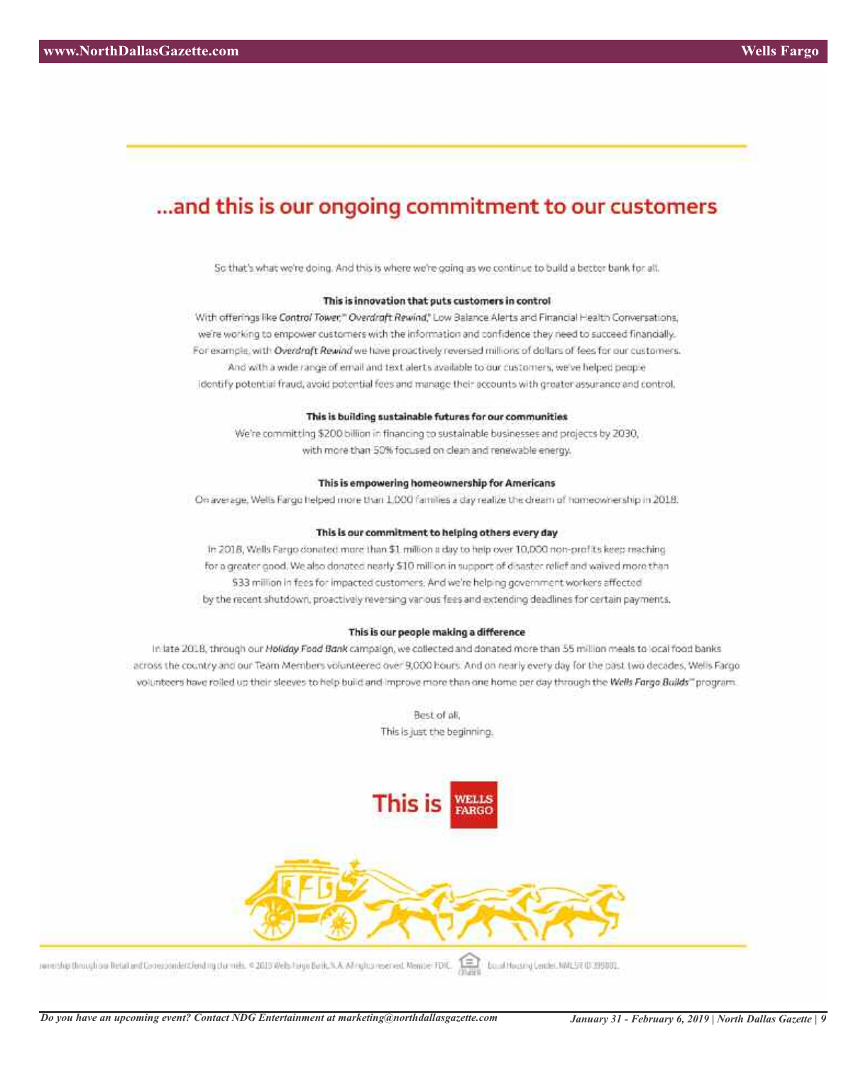# ...and this is our ongoing commitment to our customers

So that's what we're doing. And this is where we're going as we continue to build a better bank for all.

**This is innovation that puts customers in control**

With offerings like *Control Tower,*℠ *Overdraft Rewind,*® Low Balance Alerts and Financial Health Conversations, we're working to empower customers with the information and confidence they need to succeed financially. For example, with *Overdraft Rewind* we have proactively reversed millions of dollars of fees for our customers. And with a wide range of email and text alerts available to our customers, we've helped people identify potential fraud, avoid potential fees and manage their accounts with greater assurance and control.

**This is building sustainable futures for our communities**

We're committing $200 billion in financing to sustainable businesses and projects by 2030, with more than 50% focused on clean and renewable energy.

**This is empowering homeownership for Americans**

On average, Wells Fargo helped more than 1,000 families a day realize the dream of homeownership in 2018.

**This is our commitment to helping others every day**

In 2018, Wells Fargo donated more than $1 million a day to help over 10,000 non-profits keep reaching for a greater good. We also donated nearly $10 million in support of disaster relief and waived more than $33 million in fees for impacted customers. And we're helping government workers affected by the recent shutdown, proactively reversing various fees and extending deadlines for certain payments.

**This is our people making a difference**

In late 2018, through our *Holiday Food Bank* campaign, we collected and donated more than 55 million meals to local food banks across the country and our Team Members volunteered over 9,000 hours. And on nearly every day for the past two decades, Wells Fargo volunteers have rolled up their sleeves to help build and improve more than one home per day through the *Wells Fargo Builds*℠ program.

Best of all,
This is just the beginning.

**This is WELLS FARGO**

...ownership through our Retail and Correspondent lending channels. © 2019 Wells Fargo Bank, N.A. All rights reserved. Member FDIC. Equal Housing Lender. NMLSR ID 399801.

*Do you have an upcoming event? Contact NDG Entertainment at marketing@northdallasgazette.com*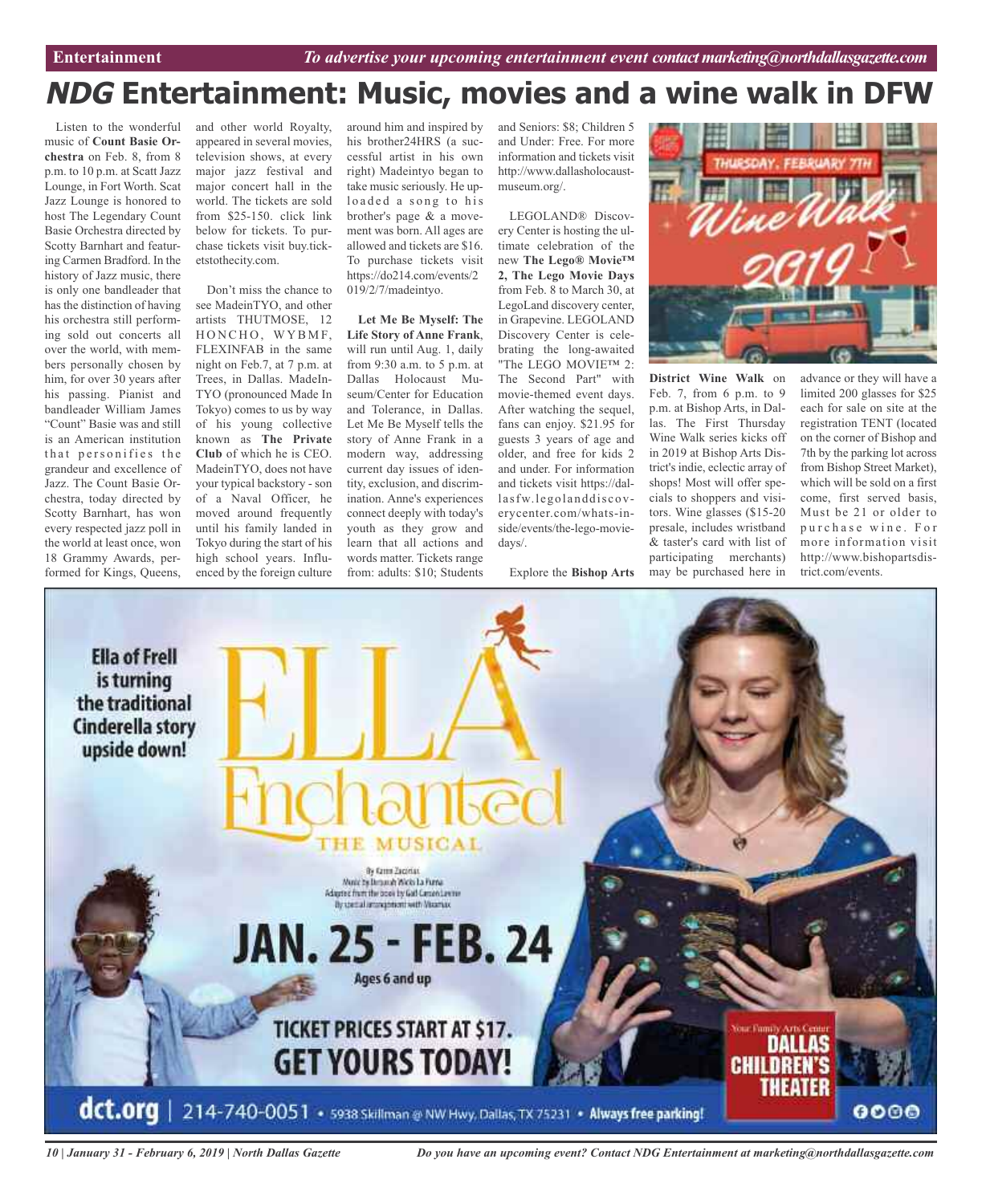# NDG Entertainment: Music, movies and a wine walk in DFW

Listen to the wonderful music of **Count Basie Orchestra** on Feb. 8, from 8 p.m. to 10 p.m. at Scatt Jazz Lounge, in Fort Worth. Scat Jazz Lounge is honored to host The Legendary Count Basie Orchestra directed by Scotty Barnhart and featuring Carmen Bradford. In the history of Jazz music, there is only one bandleader that has the distinction of having his orchestra still performing sold out concerts all over the world, with members personally chosen by him, for over 30 years after his passing. Pianist and bandleader William James "Count" Basie was and still is an American institution that personifies the grandeur and excellence of Jazz. The Count Basie Orchestra, today directed by Scotty Barnhart, has won every respected jazz poll in the world at least once, won 18 Grammy Awards, performed for Kings, Queens, and other world Royalty, appeared in several movies, television shows, at every major jazz festival and major concert hall in the world. The tickets are sold from $25-150. click link below for tickets. To purchase tickets visit buy.ticketstothecity.com.

Don't miss the chance to see MadeinTYO, and other artists THUTMOSE, 12 HONCHO, WYBMF, FLEXINFAB in the same night on Feb.7, at 7 p.m. at Trees, in Dallas. MadeInTYO (pronounced Made In Tokyo) comes to us by way of his young collective known as **The Private Club** of which he is CEO. MadeinTYO, does not have your typical backstory - son of a Naval Officer, he moved around frequently until his family landed in Tokyo during the start of his high school years. Influenced by the foreign culture around him and inspired by his brother24HRS (a successful artist in his own right) Madeintyo began to take music seriously. He uploaded a song to his brother's page & a movement was born. All ages are allowed and tickets are $16. To purchase tickets visit https://do214.com/events/2019/2/7/madeintyo.

**Let Me Be Myself: The Life Story of Anne Frank**, will run until Aug. 1, daily from 9:30 a.m. to 5 p.m. at Dallas Holocaust Museum/Center for Education and Tolerance, in Dallas. Let Me Be Myself tells the story of Anne Frank in a modern way, addressing current day issues of identity, exclusion, and discrimination. Anne's experiences connect deeply with today's youth as they grow and learn that all actions and words matter. Tickets range from: adults: $10; Students and Seniors: $8; Children 5 and Under: Free. For more information and tickets visit http://www.dallasholocaustmuseum.org/.

LEGOLAND® Discovery Center is hosting the ultimate celebration of the new **The Lego® Movie™ 2, The Lego Movie Days** from Feb. 8 to March 30, at LegoLand discovery center, in Grapevine. LEGOLAND Discovery Center is celebrating the long-awaited "The LEGO MOVIE™ 2: The Second Part" with movie-themed event days. After watching the sequel, fans can enjoy. $21.95 for guests 3 years of age and older, and free for kids 2 and under. For information and tickets visit https://dallasfw.legolanddiscoverycenter.com/whats-inside/events/the-lego-movie-days/.

Explore the **Bishop Arts District Wine Walk** on Feb. 7, from 6 p.m. to 9 p.m. at Bishop Arts, in Dallas. The First Thursday Wine Walk series kicks off in 2019 at Bishop Arts District's indie, eclectic array of shops! Most will offer specials to shoppers and visitors. Wine glasses ($15-20 presale, includes wristband & taster's card with list of participating merchants) may be purchased here in advance or they will have a limited 200 glasses for $25 each for sale on site at the registration TENT (located on the corner of Bishop and 7th by the parking lot across from Bishop Street Market), which will be sold on a first come, first served basis, Must be 21 or older to purchase wine. For more information visit http://www.bishopartsdistrict.com/events.

Ella of Frell is turning the traditional Cinderella story upside down!

ELLA Enchanted THE MUSICAL

By Karen Zacarías
Music by Deborah Wicks La Puma
Adapted from the book by Gail Carson Levine
By special arrangement with Miramax

JAN. 25 - FEB. 24
Ages 6 and up

TICKET PRICES START AT $17.
GET YOURS TODAY!

Your Family Arts Center DALLAS CHILDREN'S THEATER

dct.org | 214-740-0051 • 5938 Skillman @ NW Hwy, Dallas, TX 75231 • Always free parking!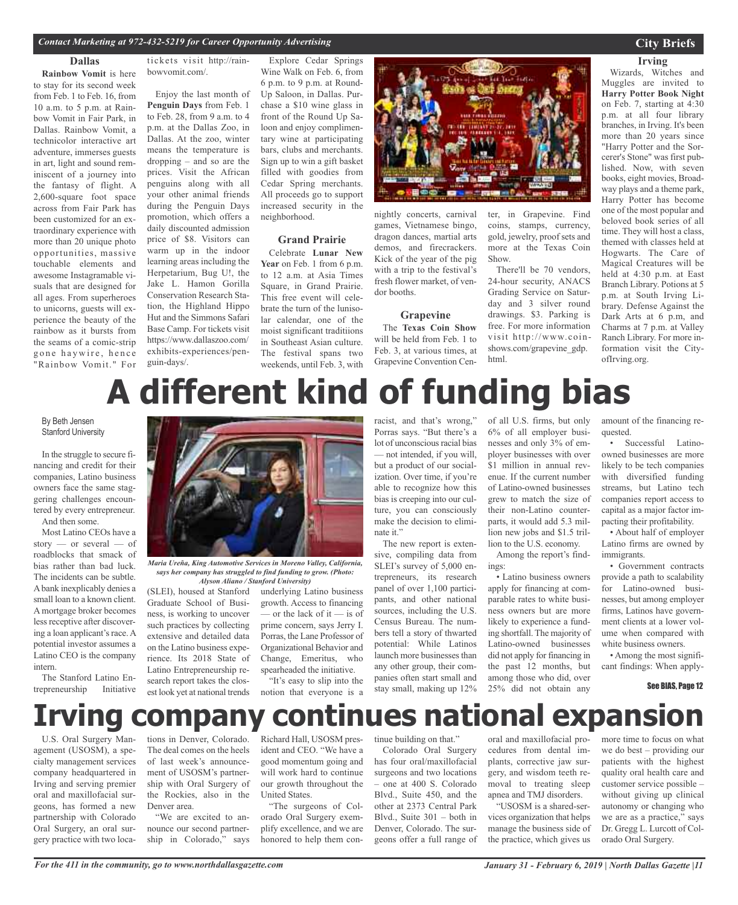## City Briefs

### Dallas

**Rainbow Vomit** is here to stay for its second week from Feb. 1 to Feb. 16, from 10 a.m. to 5 p.m. at Rainbow Vomit in Fair Park, in Dallas. Rainbow Vomit, a technicolor interactive art adventure, immerses guests in art, light and sound reminiscent of a journey into the fantasy of flight. A 2,600-square foot space across from Fair Park has been customized for an extraordinary experience with more than 20 unique photo opportunities, massive touchable elements and awesome Instagramable visuals that are designed for all ages. From superheroes to unicorns, guests will experience the beauty of the rainbow as it bursts from the seams of a comic-strip gone haywire, hence "Rainbow Vomit." For tickets visit http://rainbowvomit.com/.

Enjoy the last month of **Penguin Days** from Feb. 1 to Feb. 28, from 9 a.m. to 4 p.m. at the Dallas Zoo, in Dallas. At the zoo, winter means the temperature is dropping – and so are the prices. Visit the African penguins along with all your other animal friends during the Penguin Days promotion, which offers a daily discounted admission price of $8. Visitors can warm up in the indoor learning areas including the Herpetarium, Bug U!, the Jake L. Hamon Gorilla Conservation Research Station, the Highland Hippo Hut and the Simmons Safari Base Camp. For tickets visit https://www.dallaszoo.com/exhibits-experiences/penguin-days/.

Explore Cedar Springs Wine Walk on Feb. 6, from 6 p.m. to 9 p.m. at Round-Up Saloon, in Dallas. Purchase a $10 wine glass in front of the Round Up Saloon and enjoy complimentary wine at participating bars, clubs and merchants. Sign up to win a gift basket filled with goodies from Cedar Spring merchants. All proceeds go to support increased security in the neighborhood.

### Grand Prairie

Celebrate **Lunar New Year** on Feb. 1 from 6 p.m. to 12 a.m. at Asia Times Square, in Grand Prairie. This free event will celebrate the turn of the lunisolar calendar, one of the moist significant traditiions in Southeast Asian culture. The festival spans two weekends, until Feb. 3, with nightly concerts, carnival games, Vietnamese bingo, dragon dances, martial arts demos, and firecrackers. Kick of the year of the pig with a trip to the festival's fresh flower market, of vendor booths.

### Grapevine

The **Texas Coin Show** will be held from Feb. 1 to Feb. 3, at various times, at Grapevine Convention Center, in Grapevine. Find coins, stamps, currency, gold, jewelry, proof sets and more at the Texas Coin Show.

There'll be 70 vendors, 24-hour security, ANACS Grading Service on Saturday and 3 silver round drawings. $3. Parking is free. For more information visit http://www.coinshows.com/grapevine_gdp.html.

### Irving

Wizards, Witches and Muggles are invited to **Harry Potter Book Night** on Feb. 7, starting at 4:30 p.m. at all four library branches, in Irving. It's been more than 20 years since "Harry Potter and the Sorcerer's Stone" was first published. Now, with seven books, eight movies, Broadway plays and a theme park, Harry Potter has become one of the most popular and beloved book series of all time. They will host a class, themed with classes held at Hogwarts. The Care of Magical Creatures will be held at 4:30 p.m. at East Branch Library. Potions at 5 p.m. at South Irving Library. Defense Against the Dark Arts at 6 p.m, and Charms at 7 p.m. at Valley Ranch Library. For more information visit the CityofIrving.org.

# A different kind of funding bias

By Beth Jensen
Stanford University

In the struggle to secure financing and credit for their companies, Latino business owners face the same staggering challenges encountered by every entrepreneur.

And then some.

Most Latino CEOs have a story — or several — of roadblocks that smack of bias rather than bad luck. The incidents can be subtle. A bank inexplicably denies a small loan to a known client. A mortgage broker becomes less receptive after discovering a loan applicant's race. A potential investor assumes a Latino CEO is the company intern.

*Maria Ureña, King Automotive Services in Moreno Valley, California, says her company has struggled to find funding to grow. (Photo: Alyson Aliano / Stanford University)*

The Stanford Latino Entrepreneurship Initiative (SLEI), housed at Stanford Graduate School of Business, is working to uncover such practices by collecting extensive and detailed data on the Latino business experience. Its 2018 State of Latino Entrepreneurship research report takes the closest look yet at national trends underlying Latino business growth. Access to financing — or the lack of it — is of prime concern, says Jerry I. Porras, the Lane Professor of Organizational Behavior and Change, Emeritus, who spearheaded the initiative.

"It's easy to slip into the notion that everyone is a racist, and that's wrong," Porras says. "But there's a lot of unconscious racial bias — not intended, if you will, but a product of our socialization. Over time, if you're able to recognize how this bias is creeping into our culture, you can consciously make the decision to eliminate it."

The new report is extensive, compiling data from SLEI's survey of 5,000 entrepreneurs, its research panel of over 1,100 participants, and other national sources, including the U.S. Census Bureau. The numbers tell a story of thwarted potential: While Latinos launch more businesses than any other group, their companies often start small and stay small, making up 12% of all U.S. firms, but only 6% of all employer businesses and only 3% of employer businesses with over $1 million in annual revenue. If the current number of Latino-owned businesses grew to match the size of their non-Latino counterparts, it would add 5.3 million new jobs and $1.5 trillion to the U.S. economy.

Among the report's findings:

- Latino business owners apply for financing at comparable rates to white business owners but are more likely to experience a funding shortfall. The majority of Latino-owned businesses did not apply for financing in the past 12 months, but among those who did, over 25% did not obtain any amount of the financing requested.
- Successful Latino-owned businesses are more likely to be tech companies with diversified funding streams, but Latino tech companies report access to capital as a major factor impacting their profitability.
- About half of employer Latino firms are owned by immigrants.
- Government contracts provide a path to scalability for Latino-owned businesses, but among employer firms, Latinos have government clients at a lower volume when compared with white business owners.
- Among the most significant findings: When apply-

See BIAS, Page 12

# Irving company continues national expansion

U.S. Oral Surgery Management (USOSM), a specialty management services company headquartered in Irving and serving premier oral and maxillofacial surgeons, has formed a new partnership with Colorado Oral Surgery, an oral surgery practice with two locations in Denver, Colorado. The deal comes on the heels of last week's announcement of USOSM's partnership with Oral Surgery of the Rockies, also in the Denver area.

"We are excited to announce our second partnership in Colorado," says Richard Hall, USOSM president and CEO. "We have a good momentum going and will work hard to continue our growth throughout the United States.

"The surgeons of Colorado Oral Surgery exemplify excellence, and we are honored to help them continue building on that."

Colorado Oral Surgery has four oral/maxillofacial surgeons and two locations – one at 400 S. Colorado Blvd., Suite 450, and the other at 2373 Central Park Blvd., Suite 301 – both in Denver, Colorado. The surgeons offer a full range of oral and maxillofacial procedures from dental implants, corrective jaw surgery, and wisdom teeth removal to treating sleep apnea and TMJ disorders.

"USOSM is a shared-services organization that helps manage the business side of the practice, which gives us more time to focus on what we do best – providing our patients with the highest quality oral health care and customer service possible – without giving up clinical autonomy or changing who we are as a practice," says Dr. Gregg L. Lurcott of Colorado Oral Surgery.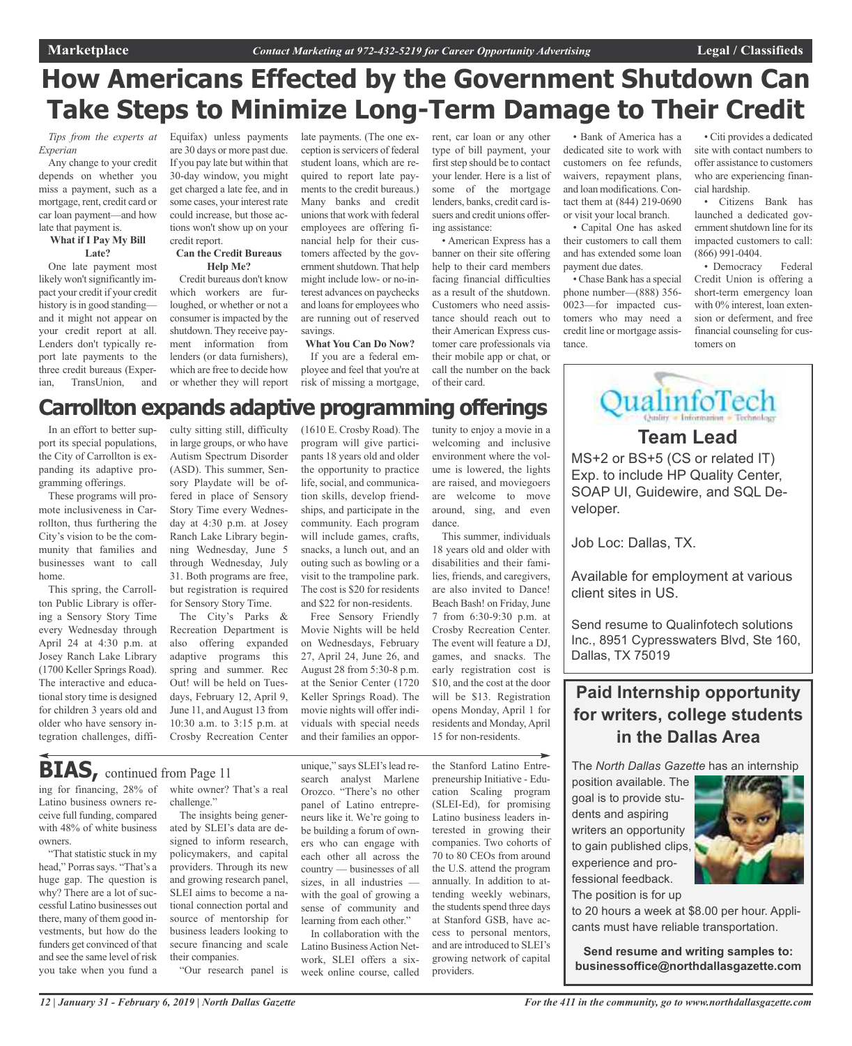# How Americans Effected by the Government Shutdown Can Take Steps to Minimize Long-Term Damage to Their Credit

*Tips from the experts at Experian*

Any change to your credit depends on whether you miss a payment, such as a mortgage, rent, credit card or car loan payment—and how late that payment is.

**What if I Pay My Bill Late?**

One late payment most likely won't significantly impact your credit if your credit history is in good standing—and it might not appear on your credit report at all. Lenders don't typically report late payments to the three credit bureaus (Experian, TransUnion, and Equifax) unless payments are 30 days or more past due. If you pay late but within that 30-day window, you might get charged a late fee, and in some cases, your interest rate could increase, but those actions won't show up on your credit report.

**Can the Credit Bureaus Help Me?**

Credit bureaus don't know which workers are furloughed, or whether or not a consumer is impacted by the shutdown. They receive payment information from lenders (or data furnishers), which are free to decide how or whether they will report late payments. (The one exception is servicers of federal student loans, which are required to report late payments to the credit bureaus.) Many banks and credit unions that work with federal employees are offering financial help for their customers affected by the government shutdown. That help might include low- or no-interest advances on paychecks and loans for employees who are running out of reserved savings.

**What You Can Do Now?**

If you are a federal employee and feel that you're at risk of missing a mortgage, rent, car loan or any other type of bill payment, your first step should be to contact your lender. Here is a list of some of the mortgage lenders, banks, credit card issuers and credit unions offering assistance:

- American Express has a banner on their site offering help to their card members facing financial difficulties as a result of the shutdown. Customers who need assistance should reach out to their American Express customer care professionals via their mobile app or chat, or call the number on the back of their card.
- Bank of America has a dedicated site to work with customers on fee refunds, waivers, repayment plans, and loan modifications. Contact them at (844) 219-0690 or visit your local branch.
- Capital One has asked their customers to call them and has extended some loan payment due dates.
- Chase Bank has a special phone number—(888) 356-0023—for impacted customers who may need a credit line or mortgage assistance.
- Citi provides a dedicated site with contact numbers to offer assistance to customers who are experiencing financial hardship.
- Citizens Bank has launched a dedicated government shutdown line for its impacted customers to call: (866) 991-0404.
- Democracy Federal Credit Union is offering a short-term emergency loan with 0% interest, loan extension or deferment, and free financial counseling for customers on

# Carrollton expands adaptive programming offerings

In an effort to better support its special populations, the City of Carrollton is expanding its adaptive programming offerings.

These programs will promote inclusiveness in Carrollton, thus furthering the City's vision to be the community that families and businesses want to call home.

This spring, the Carrollton Public Library is offering a Sensory Story Time every Wednesday through April 24 at 4:30 p.m. at Josey Ranch Lake Library (1700 Keller Springs Road). The interactive and educational story time is designed for children 3 years old and older who have sensory integration challenges, difficulty sitting still, difficulty in large groups, or who have Autism Spectrum Disorder (ASD). This summer, Sensory Playdate will be offered in place of Sensory Story Time every Wednesday at 4:30 p.m. at Josey Ranch Lake Library beginning Wednesday, June 5 through Wednesday, July 31. Both programs are free, but registration is required for Sensory Story Time.

The City's Parks & Recreation Department is also offering expanded adaptive programs this spring and summer. Rec Out! will be held on Tuesdays, February 12, April 9, June 11, and August 13 from 10:30 a.m. to 3:15 p.m. at Crosby Recreation Center (1610 E. Crosby Road). The program will give participants 18 years old and older the opportunity to practice life, social, and communication skills, develop friendships, and participate in the community. Each program will include games, crafts, snacks, a lunch out, and an outing such as bowling or a visit to the trampoline park. The cost is $20 for residents and $22 for non-residents.

Free Sensory Friendly Movie Nights will be held on Wednesdays, February 27, April 24, June 26, and August 28 from 5:30-8 p.m. at the Senior Center (1720 Keller Springs Road). The movie nights will offer individuals with special needs and their families an opportunity to enjoy a movie in a welcoming and inclusive environment where the volume is lowered, the lights are raised, and moviegoers are welcome to move around, sing, and even dance.

This summer, individuals 18 years old and older with disabilities and their families, friends, and caregivers, are also invited to Dance! Beach Bash! on Friday, June 7 from 6:30-9:30 p.m. at Crosby Recreation Center. The event will feature a DJ, games, and snacks. The early registration cost is $10, and the cost at the door will be $13. Registration opens Monday, April 1 for residents and Monday, April 15 for non-residents.

## BIAS, continued from Page 11

ing for financing, 28% of Latino business owners receive full funding, compared with 48% of white business owners.

"That statistic stuck in my head," Porras says. "That's a huge gap. The question is why? There are a lot of successful Latino businesses out there, many of them good investments, but how do the funders get convinced of that and see the same level of risk you take when you fund a white owner? That's a real challenge."

The insights being generated by SLEI's data are designed to inform research, policymakers, and capital providers. Through its new and growing research panel, SLEI aims to become a national connection portal and source of mentorship for business leaders looking to secure financing and scale their companies.

"Our research panel is unique," says SLEI's lead research analyst Marlene Orozco. "There's no other panel of Latino entrepreneurs like it. We're going to be building a forum of owners who can engage with each other all across the country — businesses of all sizes, in all industries — with the goal of growing a sense of community and learning from each other."

In collaboration with the Latino Business Action Network, SLEI offers a six-week online course, called the Stanford Latino Entrepreneurship Initiative - Education Scaling program (SLEI-Ed), for promising Latino business leaders interested in growing their companies. Two cohorts of 70 to 80 CEOs from around the U.S. attend the program annually. In addition to attending weekly webinars, the students spend three days at Stanford GSB, have access to personal mentors, and are introduced to SLEI's growing network of capital providers.

---

**QualinfoTech**
Quality • Information • Technology

## Team Lead

MS+2 or BS+5 (CS or related IT) Exp. to include HP Quality Center, SOAP UI, Guidewire, and SQL Developer.

Job Loc: Dallas, TX.

Available for employment at various client sites in US.

Send resume to Qualinfotech solutions Inc., 8951 Cypresswaters Blvd, Ste 160, Dallas, TX 75019

---

## Paid Internship opportunity for writers, college students in the Dallas Area

The *North Dallas Gazette* has an internship position available. The goal is to provide students and aspiring writers an opportunity to gain published clips, experience and professional feedback. The position is for up to 20 hours a week at $8.00 per hour. Applicants must have reliable transportation.

**Send resume and writing samples to: businessoffice@northdallasgazette.com**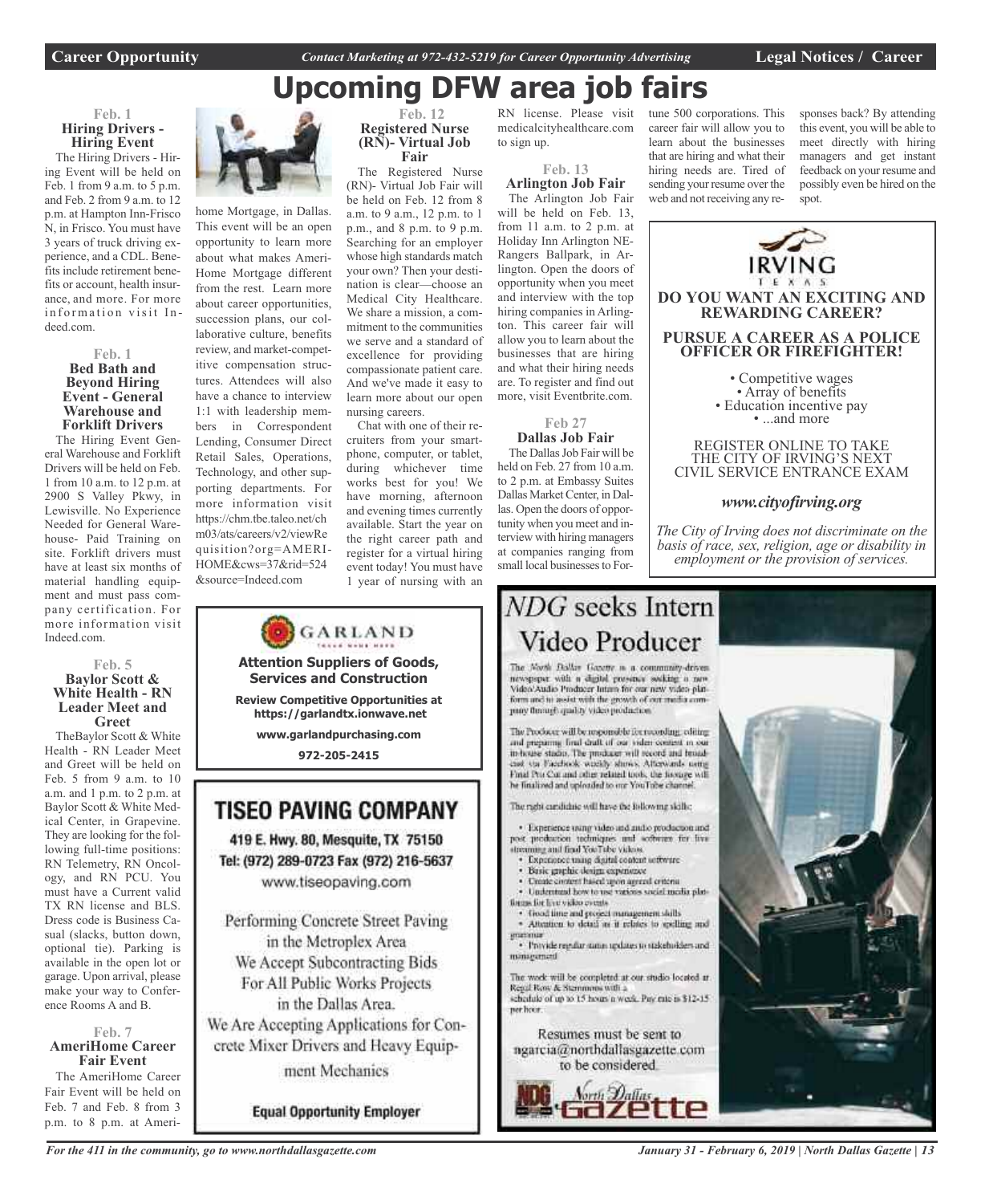# Upcoming DFW area job fairs

### Feb. 1
### Hiring Drivers - Hiring Event

The Hiring Drivers - Hiring Event will be held on Feb. 1 from 9 a.m. to 5 p.m. and Feb. 2 from 9 a.m. to 12 p.m. at Hampton Inn-Frisco N, in Frisco. You must have 3 years of truck driving experience, and a CDL. Benefits include retirement benefits or account, health insurance, and more. For more information visit Indeed.com.

### Feb. 1
### Bed Bath and Beyond Hiring Event - General Warehouse and Forklift Drivers

The Hiring Event General Warehouse and Forklift Drivers will be held on Feb. 1 from 10 a.m. to 12 p.m. at 2900 S Valley Pkwy, in Lewisville. No Experience Needed for General Warehouse- Paid Training on site. Forklift drivers must have at least six months of material handling equipment and must pass company certification. For more information visit Indeed.com.

### Feb. 5
### Baylor Scott & White Health - RN Leader Meet and Greet

TheBaylor Scott & White Health - RN Leader Meet and Greet will be held on Feb. 5 from 9 a.m. to 10 a.m. and 1 p.m. to 2 p.m. at Baylor Scott & White Medical Center, in Grapevine. They are looking for the following full-time positions: RN Telemetry, RN Oncology, and RN PCU. You must have a Current valid TX RN license and BLS. Dress code is Business Casual (slacks, button down, optional tie). Parking is available in the open lot or garage. Upon arrival, please make your way to Conference Rooms A and B.

### Feb. 7
### AmeriHome Career Fair Event

The AmeriHome Career Fair Event will be held on Feb. 7 and Feb. 8 from 3 p.m. to 8 p.m. at AmeriHome Mortgage, in Dallas. This event will be an open opportunity to learn more about what makes AmeriHome Mortgage different from the rest. Learn more about career opportunities, succession plans, our collaborative culture, benefits review, and market-competitive compensation structures. Attendees will also have a chance to interview 1:1 with leadership members in Correspondent Lending, Consumer Direct Retail Sales, Operations, Technology, and other supporting departments. For more information visit https://chm.tbe.taleo.net/chm03/ats/careers/v2/viewRequisition?org=AMERIHOME&cws=37&rid=524&source=Indeed.com

### Feb. 12
### Registered Nurse (RN)- Virtual Job Fair

The Registered Nurse (RN)- Virtual Job Fair will be held on Feb. 12 from 8 a.m. to 9 a.m., 12 p.m. to 1 p.m., and 8 p.m. to 9 p.m. Searching for an employer whose high standards match your own? Then your destination is clear—choose an Medical City Healthcare. We share a mission, a commitment to the communities we serve and a standard of excellence for providing compassionate patient care. And we've made it easy to learn more about our open nursing careers.

Chat with one of their recruiters from your smartphone, computer, or tablet, during whichever time works best for you! We have morning, afternoon and evening times currently available. Start the year on the right career path and register for a virtual hiring event today! You must have 1 year of nursing with an RN license. Please visit medicalcityhealthcare.com to sign up.

### Feb. 13
### Arlington Job Fair

The Arlington Job Fair will be held on Feb. 13, from 11 a.m. to 2 p.m. at Holiday Inn Arlington NE-Rangers Ballpark, in Arlington. Open the doors of opportunity when you meet and interview with the top hiring companies in Arlington. This career fair will allow you to learn about the businesses that are hiring and what their hiring needs are. To register and find out more, visit Eventbrite.com.

### Feb 27
### Dallas Job Fair

The Dallas Job Fair will be held on Feb. 27 from 10 a.m. to 2 p.m. at Embassy Suites Dallas Market Center, in Dallas. Open the doors of opportunity when you meet and interview with hiring managers at companies ranging from small local businesses to Fortune 500 corporations. This career fair will allow you to learn about the businesses that are hiring and what their hiring needs are. Tired of sending your resume over the web and not receiving any responses back? By attending this event, you will be able to meet directly with hiring managers and get instant feedback on your resume and possibly even be hired on the spot.

---

IRVING TEXAS

**DO YOU WANT AN EXCITING AND REWARDING CAREER?**

**PURSUE A CAREER AS A POLICE OFFICER OR FIREFIGHTER!**

- Competitive wages
- Array of benefits
- Education incentive pay
- ...and more

REGISTER ONLINE TO TAKE THE CITY OF IRVING'S NEXT CIVIL SERVICE ENTRANCE EXAM

***www.cityofirving.org***

*The City of Irving does not discriminate on the basis of race, sex, religion, age or disability in employment or the provision of services.*

---

GARLAND

**Attention Suppliers of Goods, Services and Construction**

**Review Competitive Opportunities at https://garlandtx.ionwave.net**

**www.garlandpurchasing.com**

**972-205-2415**

---

## TISEO PAVING COMPANY

**419 E. Hwy. 80, Mesquite, TX 75150**

**Tel: (972) 289-0723 Fax (972) 216-5637**

www.tiseopaving.com

Performing Concrete Street Paving in the Metroplex Area

We Accept Subcontracting Bids For All Public Works Projects in the Dallas Area.

We Are Accepting Applications for Concrete Mixer Drivers and Heavy Equipment Mechanics

**Equal Opportunity Employer**

---

## *NDG* seeks Intern Video Producer

The North Dallas Gazette is a community-driven newspaper with a digital presence seeking a new Video/Audio Producer Intern for our new video platform and to assist with the growth of our media company through quality video production.

The Producer will be responsible for recording, editing and preparing final draft of our video content in our in-house studio. The producer will record and broadcast via Facebook weekly shows. Afterwards using Final Pro Cut and other related tools, the footage will be finalized and uploaded to our YouTube channel.

The right candidate will have the following skills:

- Experience using video and audio production and post production techniques and software for live streaming and final YouTube videos.
- Experience using digital content software
- Basic graphic design experience
- Create content based upon agreed criteria
- Understand how to use various social media platforms for live video events
- Good time and project management skills
- Attention to detail as it relates to spelling and grammar
- Provide regular status updates to stakeholders and management

The work will be completed at our studio located at Regal Row & Stemmons with a schedule of up to 15 hours a week. Pay rate is $12-15 per hour.

Resumes must be sent to ngarcia@northdallasgazette.com to be considered.

North Dallas Gazette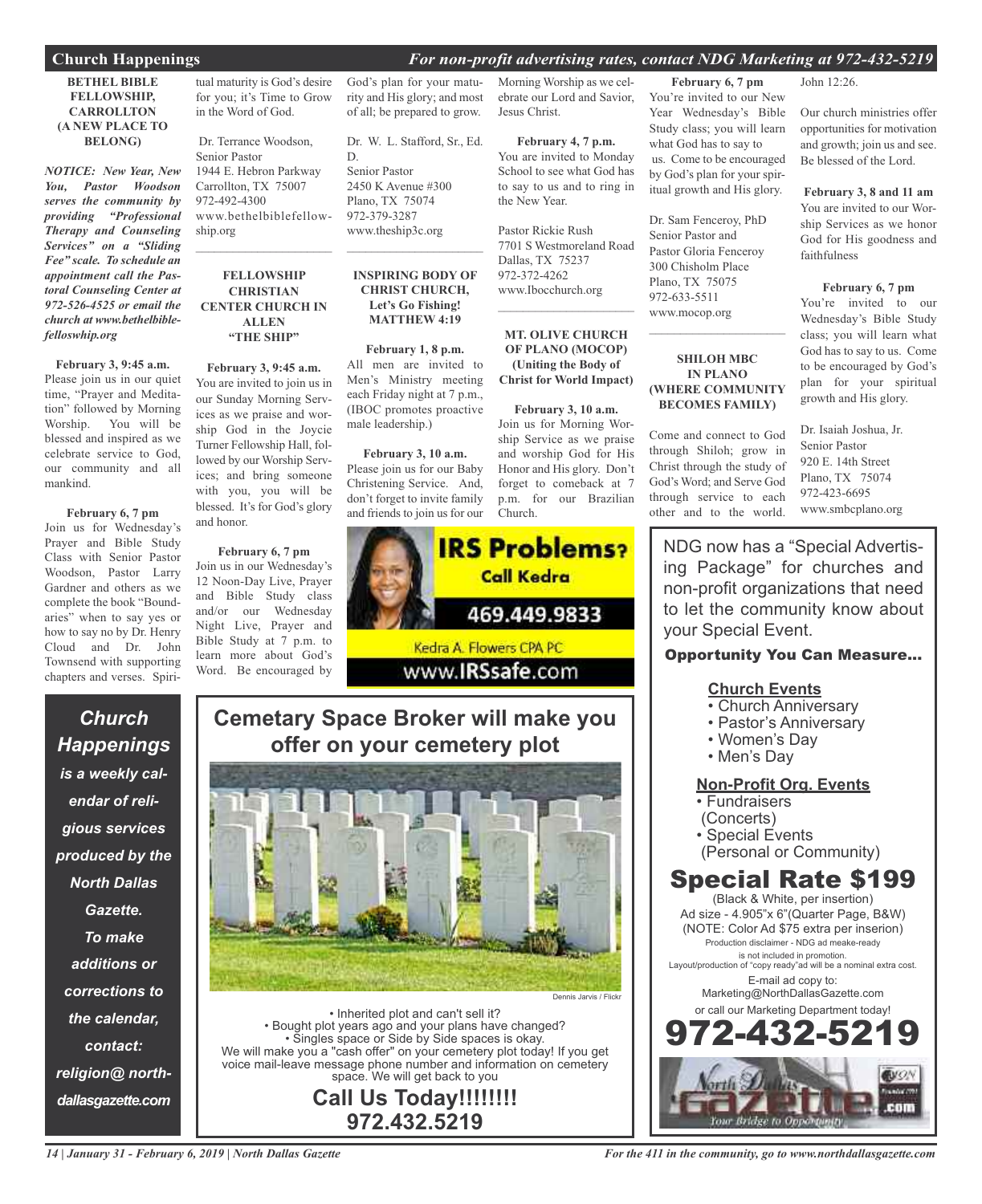## Church Happenings

*For non-profit advertising rates, contact NDG Marketing at 972-432-5219*

### BETHEL BIBLE FELLOWSHIP, CARROLLTON (A NEW PLACE TO BELONG)

***NOTICE: New Year, New You, Pastor Woodson serves the community by providing "Professional Therapy and Counseling Services" on a "Sliding Fee" scale. To schedule an appointment call the Pastoral Counseling Center at 972-526-4525 or email the church at www.bethelbiblefelloswhip.org***

**February 3, 9:45 a.m.**
Please join us in our quiet time, "Prayer and Meditation" followed by Morning Worship. You will be blessed and inspired as we celebrate service to God, our community and all mankind.

**February 6, 7 pm**
Join us for Wednesday's Prayer and Bible Study Class with Senior Pastor Woodson, Pastor Larry Gardner and others as we complete the book "Boundaries" when to say yes or how to say no by Dr. Henry Cloud and Dr. John Townsend with supporting chapters and verses. Spiritual maturity is God's desire for you; it's Time to Grow in the Word of God.

Dr. Terrance Woodson,
Senior Pastor
1944 E. Hebron Parkway
Carrollton, TX 75007
972-492-4300
www.bethelbiblefellowship.org

---

### FELLOWSHIP CHRISTIAN CENTER CHURCH IN ALLEN "THE SHIP"

**February 3, 9:45 a.m.**
You are invited to join us in our Sunday Morning Services as we praise and worship God in the Joycie Turner Fellowship Hall, followed by our Worship Services; and bring someone with you, you will be blessed. It's for God's glory and honor.

**February 6, 7 pm**
Join us in our Wednesday's 12 Noon-Day Live, Prayer and Bible Study class and/or our Wednesday Night Live, Prayer and Bible Study at 7 p.m. to learn more about God's Word. Be encouraged by God's plan for your maturity and His glory; and most of all; be prepared to grow.

Dr. W. L. Stafford, Sr., Ed. D.
Senior Pastor
2450 K Avenue #300
Plano, TX 75074
972-379-3287
www.theship3c.org

---

### INSPIRING BODY OF CHRIST CHURCH, Let's Go Fishing! MATTHEW 4:19

**February 1, 8 p.m.**
All men are invited to Men's Ministry meeting each Friday night at 7 p.m., (IBOC promotes proactive male leadership.)

**February 3, 10 a.m.**
Please join us for our Baby Christening Service. And, don't forget to invite family and friends to join us for our Morning Worship as we celebrate our Lord and Savior, Jesus Christ.

**February 4, 7 p.m.**
You are invited to Monday School to see what God has to say to us and to ring in the New Year.

Pastor Rickie Rush
7701 S Westmoreland Road
Dallas, TX 75237
972-372-4262
www.Ibocchurch.org

---

### MT. OLIVE CHURCH OF PLANO (MOCOP) (Uniting the Body of Christ for World Impact)

**February 3, 10 a.m.**
Join us for Morning Worship Service as we praise and worship God for His Honor and His glory. Don't forget to comeback at 7 p.m. for our Brazilian Church.

**February 6, 7 pm**
You're invited to our New Year Wednesday's Bible Study class; you will learn what God has to say to us. Come to be encouraged by God's plan for your spiritual growth and His glory.

Dr. Sam Fenceroy, PhD
Senior Pastor and
Pastor Gloria Fenceroy
300 Chisholm Place
Plano, TX 75075
972-633-5511
www.mocop.org

---

### SHILOH MBC IN PLANO (WHERE COMMUNITY BECOMES FAMILY)

Come and connect to God through Shiloh; grow in Christ through the study of God's Word; and Serve God through service to each other and to the world. John 12:26.

Our church ministries offer opportunities for motivation and growth; join us and see. Be blessed of the Lord.

**February 3, 8 and 11 am**
You are invited to our Worship Services as we honor God for His goodness and faithfulness

**February 6, 7 pm**
You're invited to our Wednesday's Bible Study class; you will learn what God has to say to us. Come to be encouraged by God's plan for your spiritual growth and His glory.

Dr. Isaiah Joshua, Jr.
Senior Pastor
920 E. 14th Street
Plano, TX 75074
972-423-6695
www.smbcplano.org

---

**IRS Problems? Call Kedra**
469.449.9833
Kedra A. Flowers CPA PC
www.IRSsafe.com

---

***Church Happenings is a weekly calendar of religious services produced by the North Dallas Gazette. To make additions or corrections to the calendar, contact: religion@northdallasgazette.com***

---

## Cemetery Space Broker will make you offer on your cemetery plot

Dennis Jarvis / Flickr

- Inherited plot and can't sell it?
- Bought plot years ago and your plans have changed?
- Singles space or Side by Side spaces is okay.

We will make you a "cash offer" on your cemetery plot today! If you get voice mail-leave message phone number and information on cemetery space. We will get back to you

**Call Us Today!!!!!!!!**
**972.432.5219**

---

NDG now has a "Special Advertising Package" for churches and non-profit organizations that need to let the community know about your Special Event.

**Opportunity You Can Measure...**

**Church Events**
- Church Anniversary
- Pastor's Anniversary
- Women's Day
- Men's Day

**Non-Profit Org. Events**
- Fundraisers (Concerts)
- Special Events (Personal or Community)

## Special Rate $199

(Black & White, per insertion)
Ad size - 4.905"x 6"(Quarter Page, B&W)
(NOTE: Color Ad $75 extra per inserion)
Production disclaimer - NDG ad meake-ready is not included in promotion.
Layout/production of "copy ready"ad will be a nominal extra cost.
E-mail ad copy to:
Marketing@NorthDallasGazette.com
or call our Marketing Department today!

**972-432-5219**

North Dallas Gazette .com — Your Bridge to Opportunity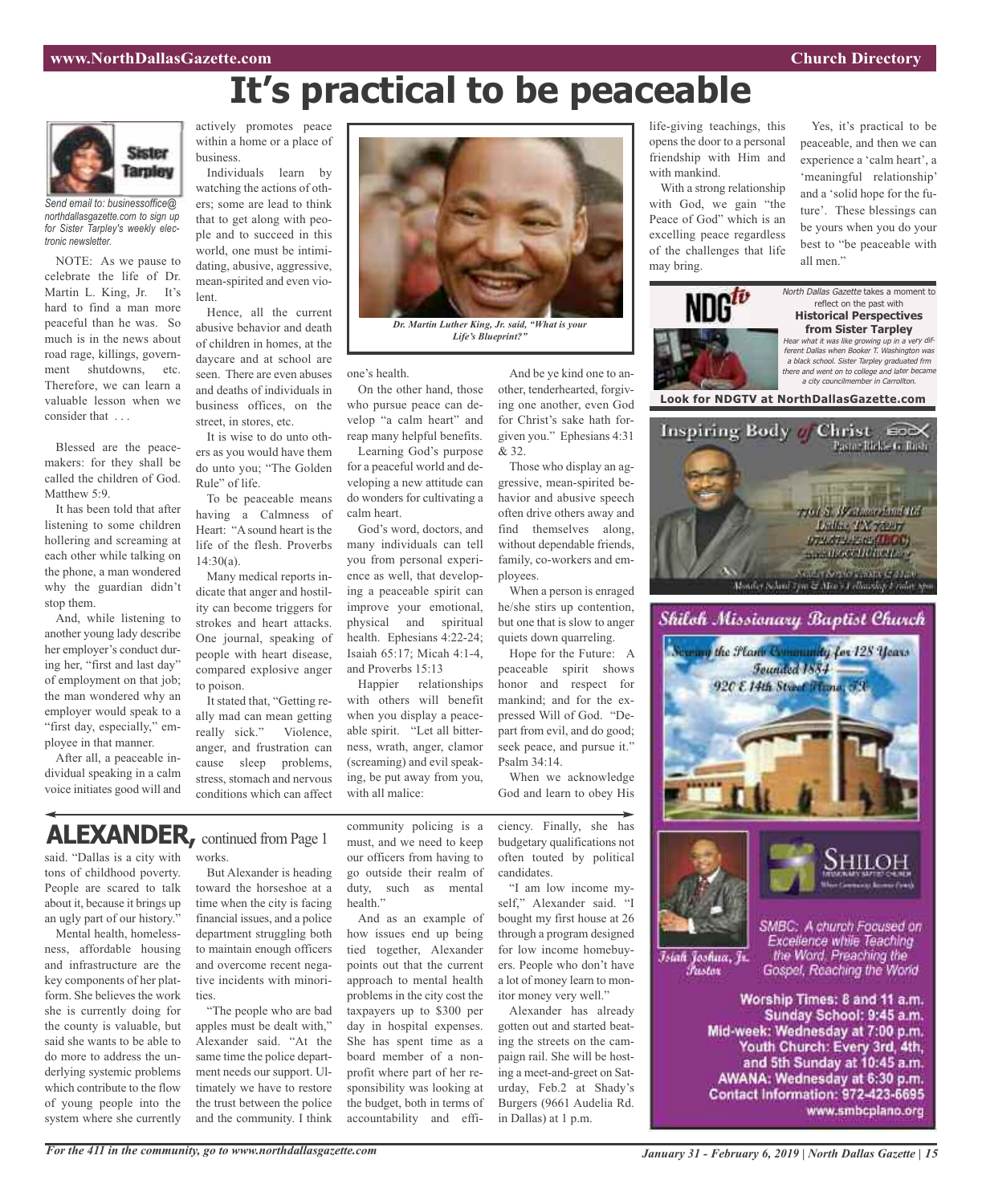# It's practical to be peaceable

**Sister Tarpley**

*Send email to: businessoffice@northdallasgazette.com to sign up for Sister Tarpley's weekly electronic newsletter.*

NOTE: As we pause to celebrate the life of Dr. Martin L. King, Jr. It's hard to find a man more peaceful than he was. So much is in the news about road rage, killings, government shutdowns, etc. Therefore, we can learn a valuable lesson when we consider that . . .

Blessed are the peacemakers: for they shall be called the children of God. Matthew 5:9.

It has been told that after listening to some children hollering and screaming at each other while talking on the phone, a man wondered why the guardian didn't stop them.

And, while listening to another young lady describe her employer's conduct during her, "first and last day" of employment on that job; the man wondered why an employer would speak to a "first day, especially," employee in that manner.

After all, a peaceable individual speaking in a calm voice initiates good will and actively promotes peace within a home or a place of business.

Individuals learn by watching the actions of others; some are lead to think that to get along with people and to succeed in this world, one must be intimidating, abusive, aggressive, mean-spirited and even violent.

Hence, all the current abusive behavior and death of children in homes, at the daycare and at school are seen. There are even abuses and deaths of individuals in business offices, on the street, in stores, etc.

It is wise to do unto others as you would have them do unto you; "The Golden Rule" of life.

To be peaceable means having a Calmness of Heart: "A sound heart is the life of the flesh. Proverbs 14:30(a).

Many medical reports indicate that anger and hostility can become triggers for strokes and heart attacks. One journal, speaking of people with heart disease, compared explosive anger to poison.

It stated that, "Getting really mad can mean getting really sick." Violence, anger, and frustration can cause sleep problems, stress, stomach and nervous conditions which can affect one's health.

*Dr. Martin Luther King, Jr. said, "What is your Life's Blueprint?"*

On the other hand, those who pursue peace can develop "a calm heart" and reap many helpful benefits.

Learning God's purpose for a peaceful world and developing a new attitude can do wonders for cultivating a calm heart.

God's word, doctors, and many individuals can tell you from personal experience as well, that developing a peaceable spirit can improve your emotional, physical and spiritual health. Ephesians 4:22-24; Isaiah 65:17; Micah 4:1-4, and Proverbs 15:13

Happier relationships with others will benefit when you display a peaceable spirit. "Let all bitterness, wrath, anger, clamor (screaming) and evil speaking, be put away from you, with all malice:

And be ye kind one to another, tenderhearted, forgiving one another, even God for Christ's sake hath forgiven you." Ephesians 4:31 & 32.

Those who display an aggressive, mean-spirited behavior and abusive speech often drive others away and find themselves along, without dependable friends, family, co-workers and employees.

When a person is enraged he/she stirs up contention, but one that is slow to anger quiets down quarreling.

Hope for the Future: A peaceable spirit shows honor and respect for mankind; and for the expressed Will of God. "Depart from evil, and do good; seek peace, and pursue it." Psalm 34:14.

When we acknowledge God and learn to obey His life-giving teachings, this opens the door to a personal friendship with Him and with mankind.

With a strong relationship with God, we gain "the Peace of God" which is an excelling peace regardless of the challenges that life may bring.

Yes, it's practical to be peaceable, and then we can experience a 'calm heart', a 'meaningful relationship' and a 'solid hope for the future'. These blessings can be yours when you do your best to "be peaceable with all men."

---

NDGtv

*North Dallas Gazette* takes a moment to reflect on the past with

**Historical Perspectives from Sister Tarpley**

*Hear what it was like growing up in a very different Dallas when Booker T. Washington was a black school. Sister Tarpley graduated frm there and went on to college and later became a city councilmember in Carrollton.*

**Look for NDGTV at NorthDallasGazette.com**

---

**Inspiring Body of Christ**

Pastor Richie G. Butts

7701 S. Westmoreland Rd.
Dallas, TX 75237
972.372.4262 (IBOC)
www.IBOCCHURCH.org

Sunday Service 8:00am & 11:00am
Monday School 7pm & Men's Fellowship Friday 8pm

---

**Shiloh Missionary Baptist Church**

Serving the Plano Community for 128 Years
Founded 1884
920 E 14th Street Plano, TX

SHILOH MISSIONARY BAPTIST CHURCH
Where Community Becomes Family

Isiah Joshua, Jr.
Pastor

SMBC: A church Focused on Excellence while Teaching the Word, Preaching the Gospel, Reaching the World

**Worship Times: 8 and 11 a.m.**
**Sunday School: 9:45 a.m.**
**Mid-week: Wednesday at 7:00 p.m.**
**Youth Church: Every 3rd, 4th, and 5th Sunday at 10:45 a.m.**
**AWANA: Wednesday at 6:30 p.m.**
**Contact Information: 972-423-6695**
**www.smbcplano.org**

---

## ALEXANDER, continued from Page 1

said. "Dallas is a city with tons of childhood poverty. People are scared to talk about it, because it brings up an ugly part of our history."

Mental health, homelessness, affordable housing and infrastructure are the key components of her platform. She believes the work she is currently doing for the county is valuable, but said she wants to be able to do more to address the underlying systemic problems which contribute to the flow of young people into the system where she currently works.

But Alexander is heading toward the horseshoe at a time when the city is facing financial issues, and a police department struggling both to maintain enough officers and overcome recent negative incidents with minorities.

"The people who are bad apples must be dealt with," Alexander said. "At the same time the police department needs our support. Ultimately we have to restore the trust between the police and the community. I think community policing is a must, and we need to keep our officers from having to go outside their realm of duty, such as mental health."

And as an example of how issues end up being tied together, Alexander points out that the current approach to mental health problems in the city cost the taxpayers up to $300 per day in hospital expenses. She has spent time as a board member of a nonprofit where part of her responsibility was looking at the budget, both in terms of accountability and efficiency. Finally, she has budgetary qualifications not often touted by political candidates.

"I am low income myself," Alexander said. "I bought my first house at 26 through a program designed for low income homebuyers. People who don't have a lot of money learn to monitor money very well."

Alexander has already gotten out and started beating the streets on the campaign rail. She will be hosting a meet-and-greet on Saturday, Feb.2 at Shady's Burgers (9661 Audelia Rd. in Dallas) at 1 p.m.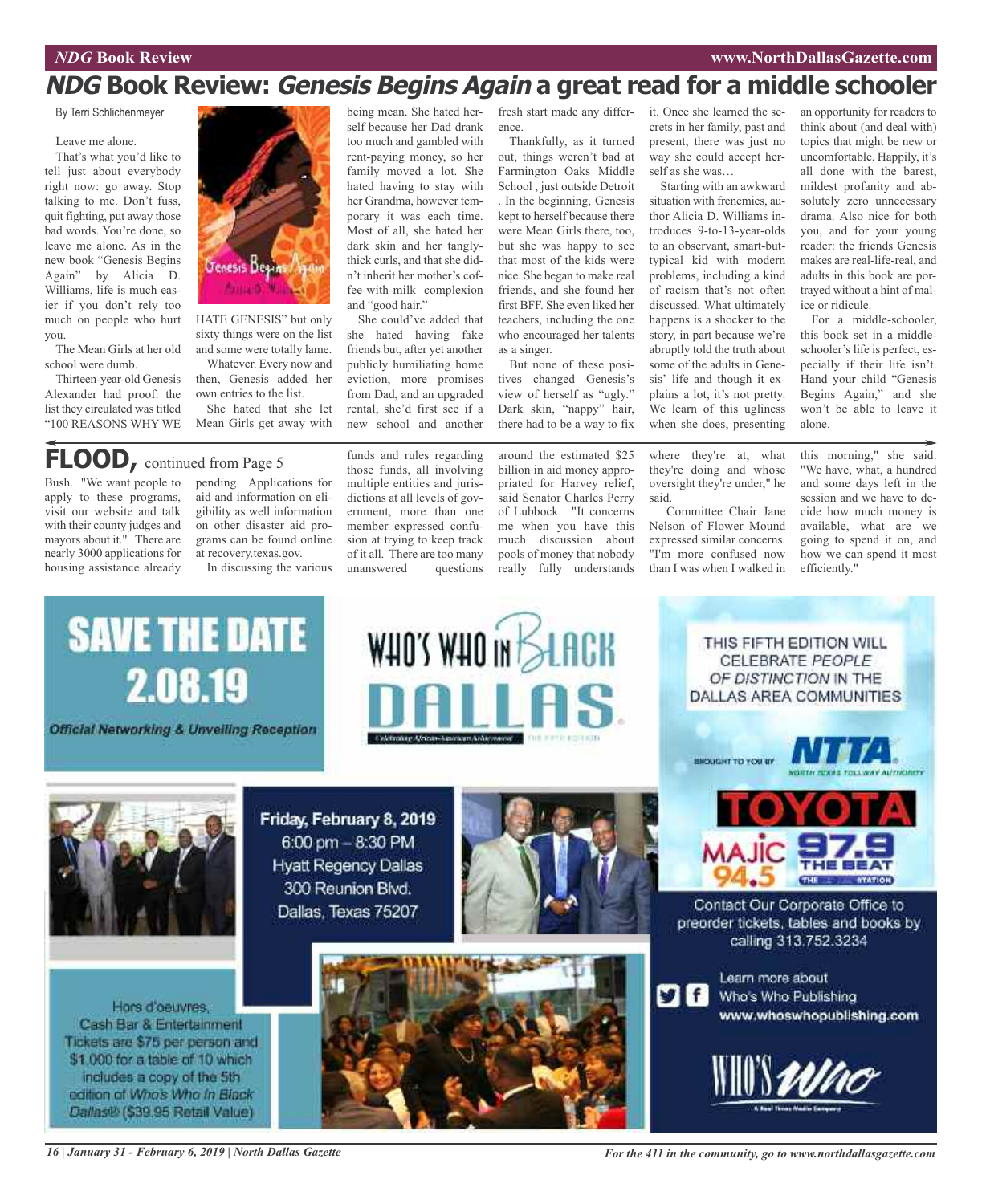# *NDG* Book Review: *Genesis Begins Again* a great read for a middle schooler

By Terri Schlichenmeyer

Leave me alone.

That's what you'd like to tell just about everybody right now: go away. Stop talking to me. Don't fuss, quit fighting, put away those bad words. You're done, so leave me alone. As in the new book "Genesis Begins Again" by Alicia D. Williams, life is much easier if you don't rely too much on people who hurt you.

The Mean Girls at her old school were dumb.

Thirteen-year-old Genesis Alexander had proof: the list they circulated was titled "100 REASONS WHY WE HATE GENESIS" but only sixty things were on the list and some were totally lame.

Whatever. Every now and then, Genesis added her own entries to the list.

She hated that she let Mean Girls get away with being mean. She hated herself because her Dad drank too much and gambled with rent-paying money, so her family moved a lot. She hated having to stay with her Grandma, however temporary it was each time. Most of all, she hated her dark skin and her tanglythick curls, and that she didn't inherit her mother's coffee-with-milk complexion and "good hair."

She could've added that she hated having fake friends but, after yet another publicly humiliating home eviction, more promises from Dad, and an upgraded rental, she'd first see if a new school and another fresh start made any difference.

Thankfully, as it turned out, things weren't bad at Farmington Oaks Middle School , just outside Detroit . In the beginning, Genesis kept to herself because there were Mean Girls there, too, but she was happy to see that most of the kids were nice. She began to make real friends, and she found her first BFF. She even liked her teachers, including the one who encouraged her talents as a singer.

But none of these positives changed Genesis's view of herself as "ugly." Dark skin, "nappy" hair, there had to be a way to fix it. Once she learned the secrets in her family, past and present, there was just no way she could accept herself as she was…

Starting with an awkward situation with frenemies, author Alicia D. Williams introduces 9-to-13-year-olds to an observant, smart-but-typical kid with modern problems, including a kind of racism that's not often discussed. What ultimately happens is a shocker to the story, in part because we're abruptly told the truth about some of the adults in Genesis' life and though it explains a lot, it's not pretty. We learn of this ugliness when she does, presenting an opportunity for readers to think about (and deal with) topics that might be new or uncomfortable. Happily, it's all done with the barest, mildest profanity and absolutely zero unnecessary drama. Also nice for both you, and for your young reader: the friends Genesis makes are real-life-real, and adults in this book are portrayed without a hint of malice or ridicule.

For a middle-schooler, this book set in a middle-schooler's life is perfect, especially if their life isn't. Hand your child "Genesis Begins Again," and she won't be able to leave it alone.

## FLOOD, continued from Page 5

Bush. "We want people to apply to these programs, visit our website and talk with their county judges and mayors about it." There are nearly 3000 applications for housing assistance already pending. Applications for aid and information on eligibility as well information on other disaster aid programs can be found online at recovery.texas.gov.

In discussing the various funds and rules regarding those funds, all involving multiple entities and jurisdictions at all levels of government, more than one member expressed confusion at trying to keep track of it all. There are too many unanswered questions around the estimated $25 billion in aid money appropriated for Harvey relief, said Senator Charles Perry of Lubbock. "It concerns me when you have this much discussion about pools of money that nobody really fully understands where they're at, what they're doing and whose oversight they're under," he said.

Committee Chair Jane Nelson of Flower Mound expressed similar concerns. "I'm more confused now than I was when I walked in this morning," she said. "We have, what, a hundred and some days left in the session and we have to decide how much money is available, what are we going to spend it on, and how we can spend it most efficiently."

---

**SAVE THE DATE 2.08.19**

*Official Networking & Unveiling Reception*

WHO'S WHO IN BLACK DALLAS

THIS FIFTH EDITION WILL CELEBRATE *PEOPLE OF DISTINCTION* IN THE DALLAS AREA COMMUNITIES

BROUGHT TO YOU BY NTTA NORTH TEXAS TOLLWAY AUTHORITY, TOYOTA, MAJIC 94.5, 97.9 THE BEAT

Friday, February 8, 2019
6:00 pm – 8:30 PM
Hyatt Regency Dallas
300 Reunion Blvd.
Dallas, Texas 75207

Contact Our Corporate Office to preorder tickets, tables and books by calling 313.752.3234

Hors d'oeuvres, Cash Bar & Entertainment
Tickets are $75 per person and $1,000 for a table of 10 which includes a copy of the 5th edition of *Who's Who In Black Dallas®* ($39.95 Retail Value)

Learn more about Who's Who Publishing
www.whoswhopublishing.com

WHO'S WHO